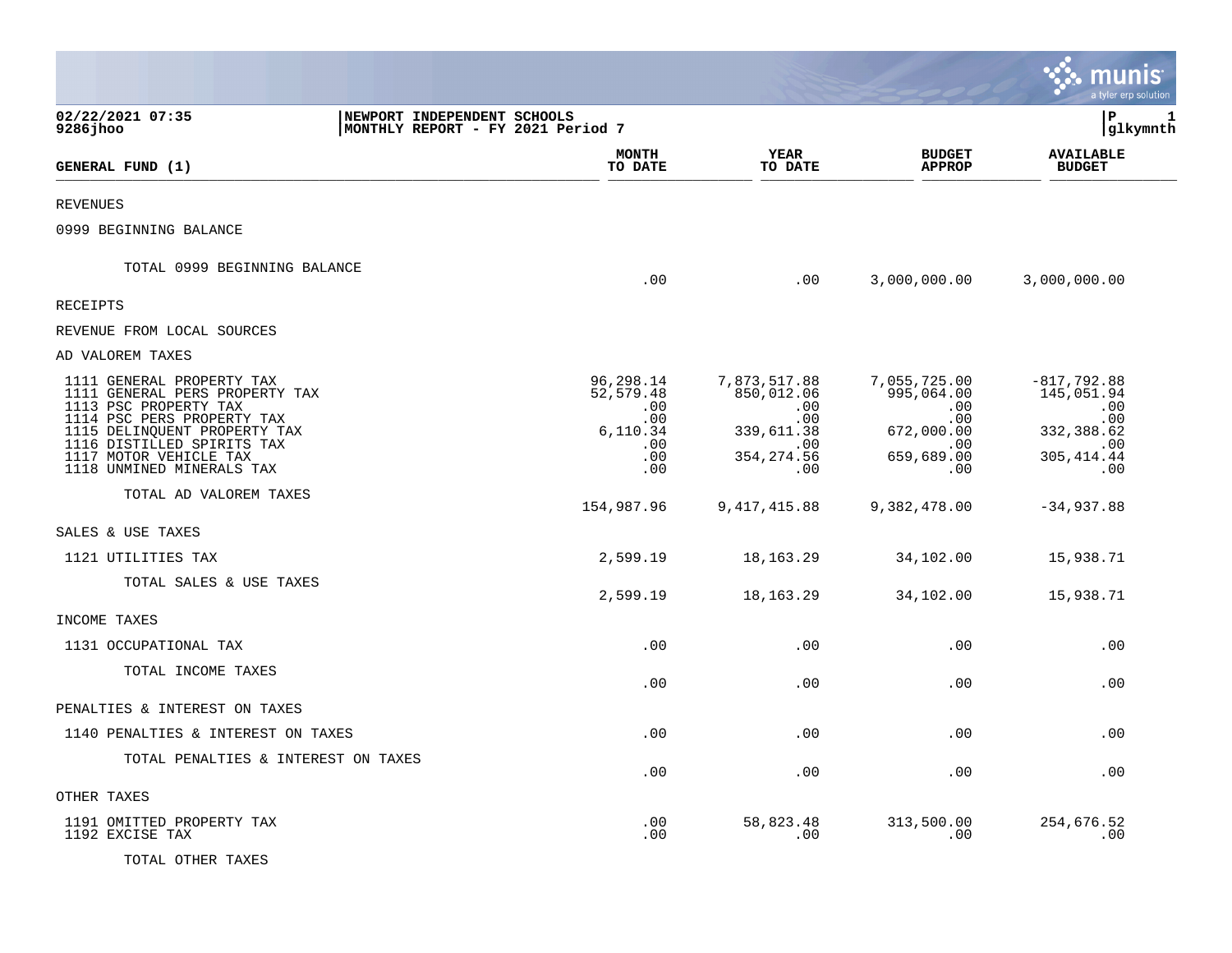**02/22/2021 07:35** | **NEWPORT INDEPENDENT SCHOOLS** | **P 1**
**9286jhoo** | **MONTHLY REPORT - FY 2021 Period 7** | **glkymnth**

| GENERAL FUND (1) | MONTH TO DATE | YEAR TO DATE | BUDGET APPROP | AVAILABLE BUDGET |
|---|---|---|---|---|
| REVENUES | | | | |
| 0999 BEGINNING BALANCE | | | | |
| TOTAL 0999 BEGINNING BALANCE | .00 | .00 | 3,000,000.00 | 3,000,000.00 |
| RECEIPTS | | | | |
| REVENUE FROM LOCAL SOURCES | | | | |
| AD VALOREM TAXES | | | | |
| 1111 GENERAL PROPERTY TAX | 96,298.14 | 7,873,517.88 | 7,055,725.00 | -817,792.88 |
| 1111 GENERAL PERS PROPERTY TAX | 52,579.48 | 850,012.06 | 995,064.00 | 145,051.94 |
| 1113 PSC PROPERTY TAX | .00 | .00 | .00 | .00 |
| 1114 PSC PERS PROPERTY TAX | .00 | .00 | .00 | .00 |
| 1115 DELINQUENT PROPERTY TAX | 6,110.34 | 339,611.38 | 672,000.00 | 332,388.62 |
| 1116 DISTILLED SPIRITS TAX | .00 | .00 | .00 | .00 |
| 1117 MOTOR VEHICLE TAX | .00 | 354,274.56 | 659,689.00 | 305,414.44 |
| 1118 UNMINED MINERALS TAX | .00 | .00 | .00 | .00 |
| TOTAL AD VALOREM TAXES | 154,987.96 | 9,417,415.88 | 9,382,478.00 | -34,937.88 |
| SALES & USE TAXES | | | | |
| 1121 UTILITIES TAX | 2,599.19 | 18,163.29 | 34,102.00 | 15,938.71 |
| TOTAL SALES & USE TAXES | 2,599.19 | 18,163.29 | 34,102.00 | 15,938.71 |
| INCOME TAXES | | | | |
| 1131 OCCUPATIONAL TAX | .00 | .00 | .00 | .00 |
| TOTAL INCOME TAXES | .00 | .00 | .00 | .00 |
| PENALTIES & INTEREST ON TAXES | | | | |
| 1140 PENALTIES & INTEREST ON TAXES | .00 | .00 | .00 | .00 |
| TOTAL PENALTIES & INTEREST ON TAXES | .00 | .00 | .00 | .00 |
| OTHER TAXES | | | | |
| 1191 OMITTED PROPERTY TAX | .00 | 58,823.48 | 313,500.00 | 254,676.52 |
| 1192 EXCISE TAX | .00 | .00 | .00 | .00 |
| TOTAL OTHER TAXES | | | | |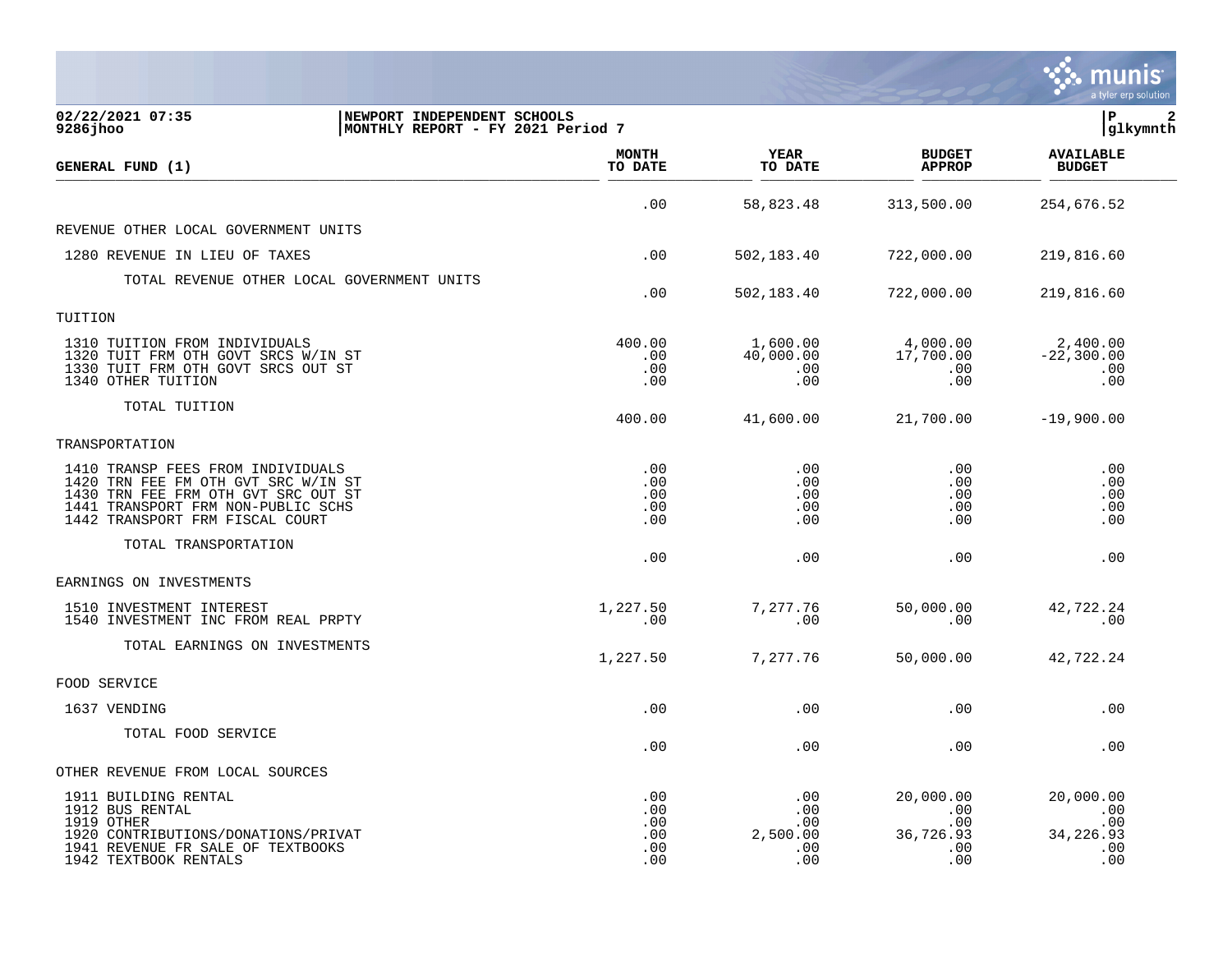02/22/2021 07:35 | NEWPORT INDEPENDENT SCHOOLS
9286jhoo | MONTHLY REPORT - FY 2021 Period 7

| GENERAL FUND (1) | MONTH TO DATE | YEAR TO DATE | BUDGET APPROP | AVAILABLE BUDGET |
|---|---|---|---|---|
| | .00 | 58,823.48 | 313,500.00 | 254,676.52 |
| **REVENUE OTHER LOCAL GOVERNMENT UNITS** | | | | |
| 1280 REVENUE IN LIEU OF TAXES | .00 | 502,183.40 | 722,000.00 | 219,816.60 |
| TOTAL REVENUE OTHER LOCAL GOVERNMENT UNITS | .00 | 502,183.40 | 722,000.00 | 219,816.60 |
| **TUITION** | | | | |
| 1310 TUITION FROM INDIVIDUALS | 400.00 | 1,600.00 | 4,000.00 | 2,400.00 |
| 1320 TUIT FRM OTH GOVT SRCS W/IN ST | .00 | 40,000.00 | 17,700.00 | -22,300.00 |
| 1330 TUIT FRM OTH GOVT SRCS OUT ST | .00 | .00 | .00 | .00 |
| 1340 OTHER TUITION | .00 | .00 | .00 | .00 |
| TOTAL TUITION | 400.00 | 41,600.00 | 21,700.00 | -19,900.00 |
| **TRANSPORTATION** | | | | |
| 1410 TRANSP FEES FROM INDIVIDUALS | .00 | .00 | .00 | .00 |
| 1420 TRN FEE FM OTH GVT SRC W/IN ST | .00 | .00 | .00 | .00 |
| 1430 TRN FEE FRM OTH GVT SRC OUT ST | .00 | .00 | .00 | .00 |
| 1441 TRANSPORT FRM NON-PUBLIC SCHS | .00 | .00 | .00 | .00 |
| 1442 TRANSPORT FRM FISCAL COURT | .00 | .00 | .00 | .00 |
| TOTAL TRANSPORTATION | .00 | .00 | .00 | .00 |
| **EARNINGS ON INVESTMENTS** | | | | |
| 1510 INVESTMENT INTEREST | 1,227.50 | 7,277.76 | 50,000.00 | 42,722.24 |
| 1540 INVESTMENT INC FROM REAL PRPTY | .00 | .00 | .00 | .00 |
| TOTAL EARNINGS ON INVESTMENTS | 1,227.50 | 7,277.76 | 50,000.00 | 42,722.24 |
| **FOOD SERVICE** | | | | |
| 1637 VENDING | .00 | .00 | .00 | .00 |
| TOTAL FOOD SERVICE | .00 | .00 | .00 | .00 |
| **OTHER REVENUE FROM LOCAL SOURCES** | | | | |
| 1911 BUILDING RENTAL | .00 | .00 | 20,000.00 | 20,000.00 |
| 1912 BUS RENTAL | .00 | .00 | .00 | .00 |
| 1919 OTHER | .00 | .00 | .00 | .00 |
| 1920 CONTRIBUTIONS/DONATIONS/PRIVAT | .00 | 2,500.00 | 36,726.93 | 34,226.93 |
| 1941 REVENUE FR SALE OF TEXTBOOKS | .00 | .00 | .00 | .00 |
| 1942 TEXTBOOK RENTALS | .00 | .00 | .00 | .00 |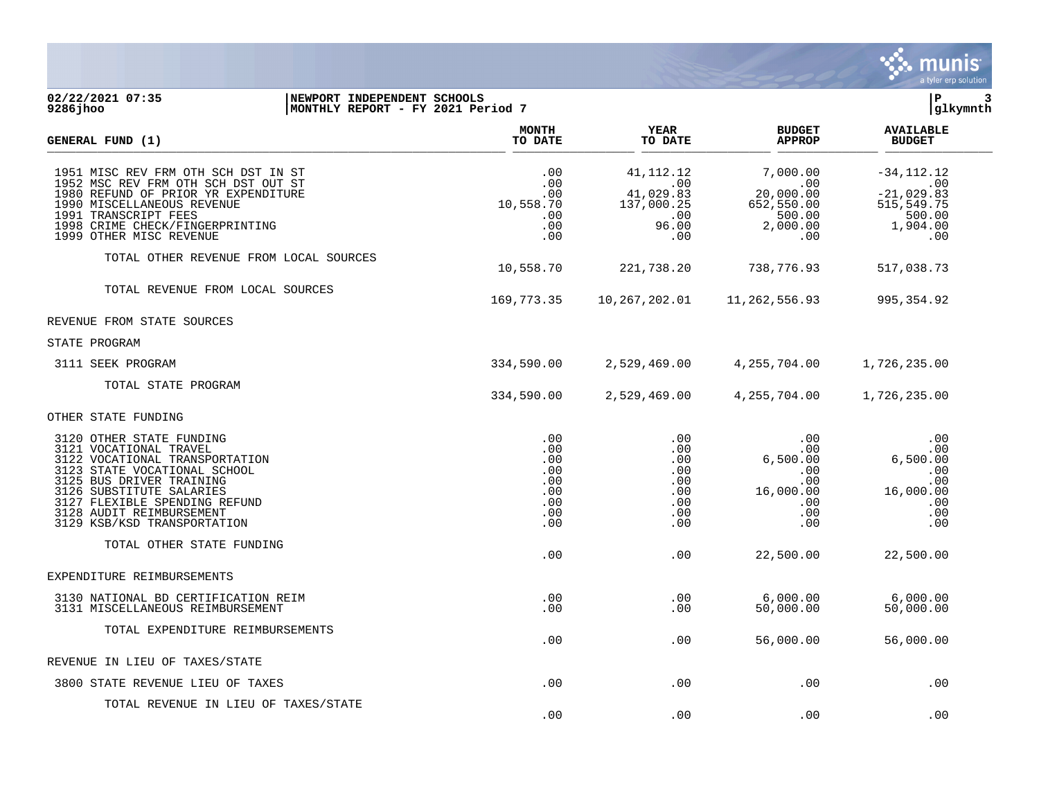02/22/2021 07:35 | NEWPORT INDEPENDENT SCHOOLS | P 3
9286jhoo | MONTHLY REPORT - FY 2021 Period 7 | glkymnth

| GENERAL FUND (1) | MONTH TO DATE | YEAR TO DATE | BUDGET APPROP | AVAILABLE BUDGET |
|---|---|---|---|---|
| 1951 MISC REV FRM OTH SCH DST IN ST | .00 | 41,112.12 | 7,000.00 | -34,112.12 |
| 1952 MSC REV FRM OTH SCH DST OUT ST | .00 | .00 | .00 | .00 |
| 1980 REFUND OF PRIOR YR EXPENDITURE | .00 | 41,029.83 | 20,000.00 | -21,029.83 |
| 1990 MISCELLANEOUS REVENUE | 10,558.70 | 137,000.25 | 652,550.00 | 515,549.75 |
| 1991 TRANSCRIPT FEES | .00 | .00 | 500.00 | 500.00 |
| 1998 CRIME CHECK/FINGERPRINTING | .00 | 96.00 | 2,000.00 | 1,904.00 |
| 1999 OTHER MISC REVENUE | .00 | .00 | .00 | .00 |
| TOTAL OTHER REVENUE FROM LOCAL SOURCES | 10,558.70 | 221,738.20 | 738,776.93 | 517,038.73 |
| TOTAL REVENUE FROM LOCAL SOURCES | 169,773.35 | 10,267,202.01 | 11,262,556.93 | 995,354.92 |
| REVENUE FROM STATE SOURCES | | | | |
| STATE PROGRAM | | | | |
| 3111 SEEK PROGRAM | 334,590.00 | 2,529,469.00 | 4,255,704.00 | 1,726,235.00 |
| TOTAL STATE PROGRAM | 334,590.00 | 2,529,469.00 | 4,255,704.00 | 1,726,235.00 |
| OTHER STATE FUNDING | | | | |
| 3120 OTHER STATE FUNDING | .00 | .00 | .00 | .00 |
| 3121 VOCATIONAL TRAVEL | .00 | .00 | .00 | .00 |
| 3122 VOCATIONAL TRANSPORTATION | .00 | .00 | 6,500.00 | 6,500.00 |
| 3123 STATE VOCATIONAL SCHOOL | .00 | .00 | .00 | .00 |
| 3125 BUS DRIVER TRAINING | .00 | .00 | .00 | .00 |
| 3126 SUBSTITUTE SALARIES | .00 | .00 | 16,000.00 | 16,000.00 |
| 3127 FLEXIBLE SPENDING REFUND | .00 | .00 | .00 | .00 |
| 3128 AUDIT REIMBURSEMENT | .00 | .00 | .00 | .00 |
| 3129 KSB/KSD TRANSPORTATION | .00 | .00 | .00 | .00 |
| TOTAL OTHER STATE FUNDING | .00 | .00 | 22,500.00 | 22,500.00 |
| EXPENDITURE REIMBURSEMENTS | | | | |
| 3130 NATIONAL BD CERTIFICATION REIM | .00 | .00 | 6,000.00 | 6,000.00 |
| 3131 MISCELLANEOUS REIMBURSEMENT | .00 | .00 | 50,000.00 | 50,000.00 |
| TOTAL EXPENDITURE REIMBURSEMENTS | .00 | .00 | 56,000.00 | 56,000.00 |
| REVENUE IN LIEU OF TAXES/STATE | | | | |
| 3800 STATE REVENUE LIEU OF TAXES | .00 | .00 | .00 | .00 |
| TOTAL REVENUE IN LIEU OF TAXES/STATE | .00 | .00 | .00 | .00 |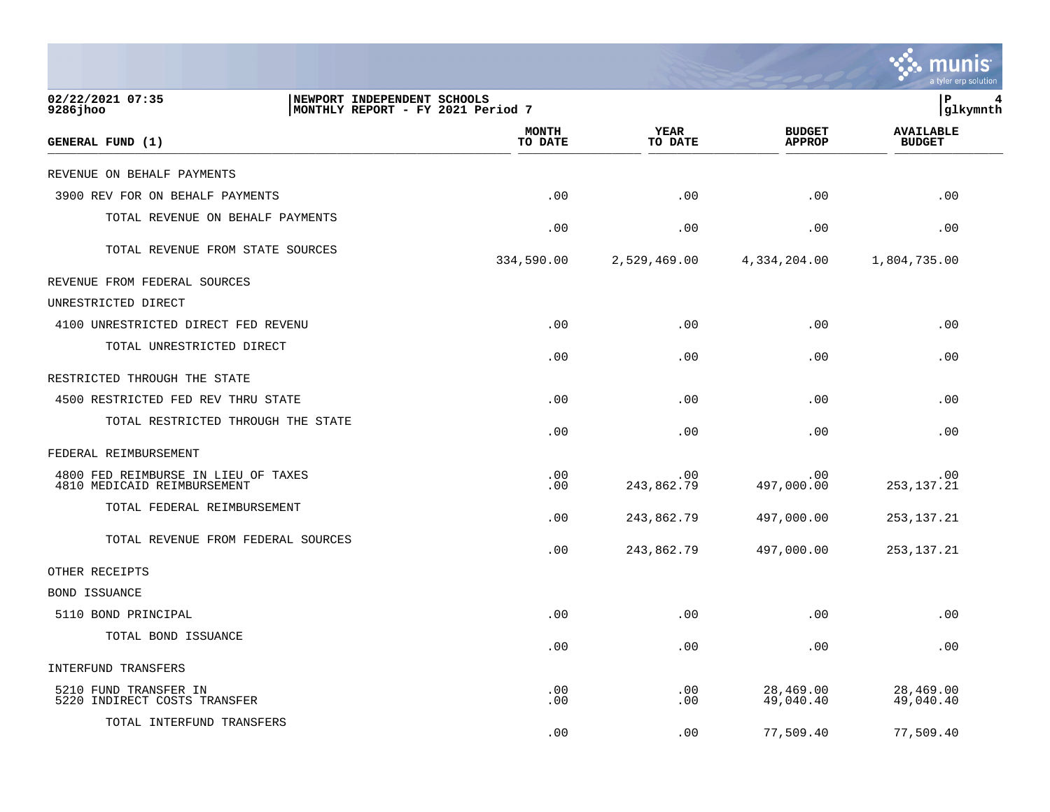| GENERAL FUND (1) | MONTH TO DATE | YEAR TO DATE | BUDGET APPROP | AVAILABLE BUDGET |
|---|---|---|---|---|
| REVENUE ON BEHALF PAYMENTS | | | | |
| 3900 REV FOR ON BEHALF PAYMENTS | .00 | .00 | .00 | .00 |
| TOTAL REVENUE ON BEHALF PAYMENTS | .00 | .00 | .00 | .00 |
| TOTAL REVENUE FROM STATE SOURCES | 334,590.00 | 2,529,469.00 | 4,334,204.00 | 1,804,735.00 |
| REVENUE FROM FEDERAL SOURCES | | | | |
| UNRESTRICTED DIRECT | | | | |
| 4100 UNRESTRICTED DIRECT FED REVENU | .00 | .00 | .00 | .00 |
| TOTAL UNRESTRICTED DIRECT | .00 | .00 | .00 | .00 |
| RESTRICTED THROUGH THE STATE | | | | |
| 4500 RESTRICTED FED REV THRU STATE | .00 | .00 | .00 | .00 |
| TOTAL RESTRICTED THROUGH THE STATE | .00 | .00 | .00 | .00 |
| FEDERAL REIMBURSEMENT | | | | |
| 4800 FED REIMBURSE IN LIEU OF TAXES | .00 | .00 | .00 | .00 |
| 4810 MEDICAID REIMBURSEMENT | .00 | 243,862.79 | 497,000.00 | 253,137.21 |
| TOTAL FEDERAL REIMBURSEMENT | .00 | 243,862.79 | 497,000.00 | 253,137.21 |
| TOTAL REVENUE FROM FEDERAL SOURCES | .00 | 243,862.79 | 497,000.00 | 253,137.21 |
| OTHER RECEIPTS | | | | |
| BOND ISSUANCE | | | | |
| 5110 BOND PRINCIPAL | .00 | .00 | .00 | .00 |
| TOTAL BOND ISSUANCE | .00 | .00 | .00 | .00 |
| INTERFUND TRANSFERS | | | | |
| 5210 FUND TRANSFER IN | .00 | .00 | 28,469.00 | 28,469.00 |
| 5220 INDIRECT COSTS TRANSFER | .00 | .00 | 49,040.40 | 49,040.40 |
| TOTAL INTERFUND TRANSFERS | .00 | .00 | 77,509.40 | 77,509.40 |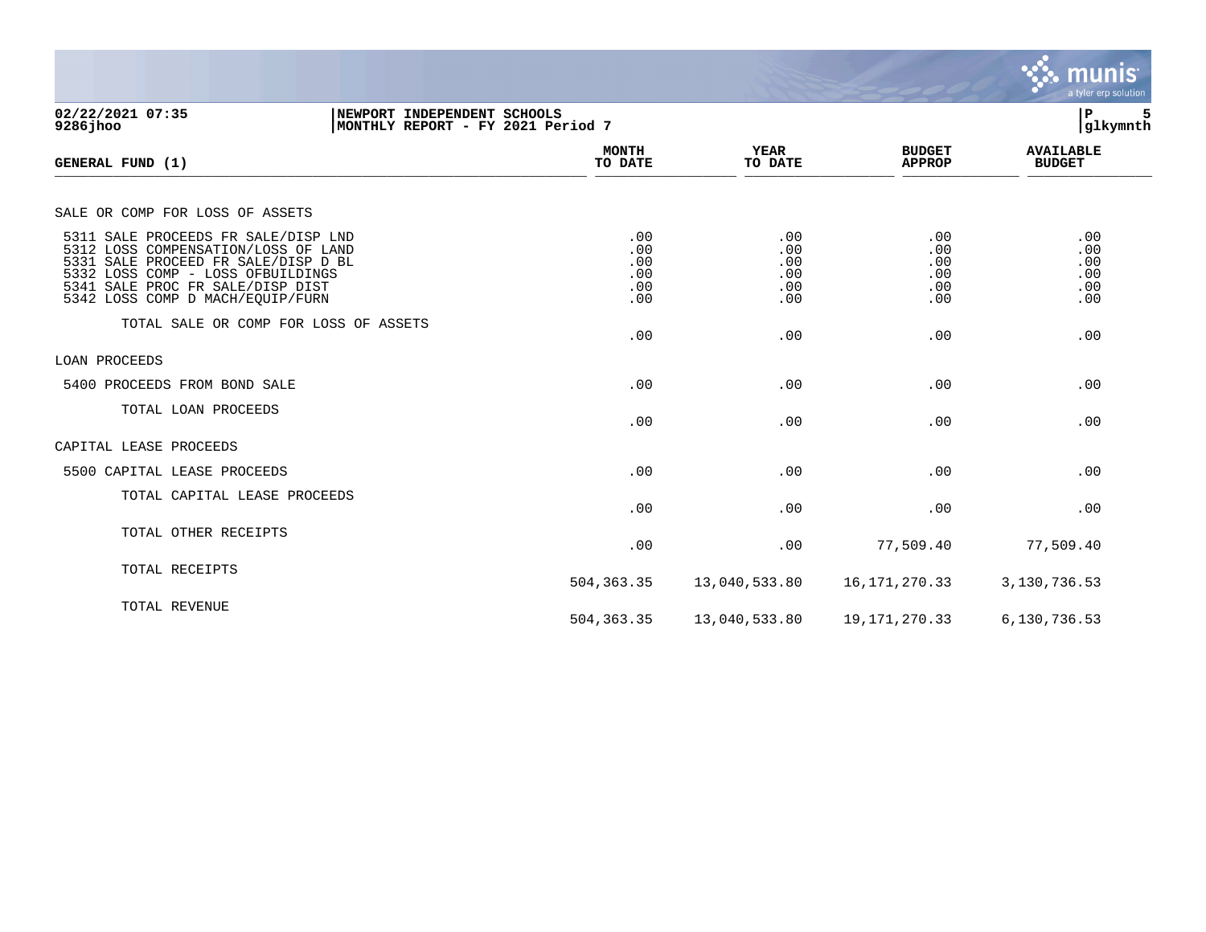**NEWPORT INDEPENDENT SCHOOLS**
**MONTHLY REPORT - FY 2021 Period 7**

02/22/2021 07:35
9286jhoo

| GENERAL FUND (1) | MONTH TO DATE | YEAR TO DATE | BUDGET APPROP | AVAILABLE BUDGET |
|---|---|---|---|---|
| SALE OR COMP FOR LOSS OF ASSETS | | | | |
| 5311 SALE PROCEEDS FR SALE/DISP LND | .00 | .00 | .00 | .00 |
| 5312 LOSS COMPENSATION/LOSS OF LAND | .00 | .00 | .00 | .00 |
| 5331 SALE PROCEED FR SALE/DISP D BL | .00 | .00 | .00 | .00 |
| 5332 LOSS COMP - LOSS OFBUILDINGS | .00 | .00 | .00 | .00 |
| 5341 SALE PROC FR SALE/DISP DIST | .00 | .00 | .00 | .00 |
| 5342 LOSS COMP D MACH/EQUIP/FURN | .00 | .00 | .00 | .00 |
| TOTAL SALE OR COMP FOR LOSS OF ASSETS | .00 | .00 | .00 | .00 |
| LOAN PROCEEDS | | | | |
| 5400 PROCEEDS FROM BOND SALE | .00 | .00 | .00 | .00 |
| TOTAL LOAN PROCEEDS | .00 | .00 | .00 | .00 |
| CAPITAL LEASE PROCEEDS | | | | |
| 5500 CAPITAL LEASE PROCEEDS | .00 | .00 | .00 | .00 |
| TOTAL CAPITAL LEASE PROCEEDS | .00 | .00 | .00 | .00 |
| TOTAL OTHER RECEIPTS | .00 | .00 | 77,509.40 | 77,509.40 |
| TOTAL RECEIPTS | 504,363.35 | 13,040,533.80 | 16,171,270.33 | 3,130,736.53 |
| TOTAL REVENUE | 504,363.35 | 13,040,533.80 | 19,171,270.33 | 6,130,736.53 |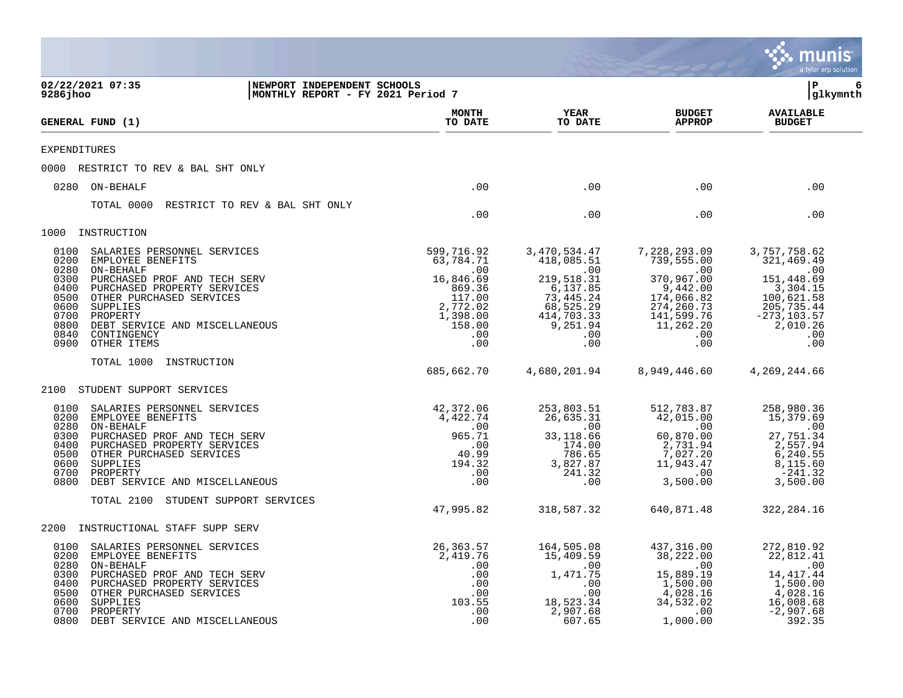02/22/2021 07:35 | NEWPORT INDEPENDENT SCHOOLS | P 6
9286jhoo | MONTHLY REPORT - FY 2021 Period 7 | glkymnth

| GENERAL FUND (1) | MONTH TO DATE | YEAR TO DATE | BUDGET APPROP | AVAILABLE BUDGET |
|---|---|---|---|---|
| **EXPENDITURES** | | | | |
| **0000 RESTRICT TO REV & BAL SHT ONLY** | | | | |
| 0280 ON-BEHALF | .00 | .00 | .00 | .00 |
| TOTAL 0000 RESTRICT TO REV & BAL SHT ONLY | .00 | .00 | .00 | .00 |
| **1000 INSTRUCTION** | | | | |
| 0100 SALARIES PERSONNEL SERVICES | 599,716.92 | 3,470,534.47 | 7,228,293.09 | 3,757,758.62 |
| 0200 EMPLOYEE BENEFITS | 63,784.71 | 418,085.51 | 739,555.00 | 321,469.49 |
| 0280 ON-BEHALF | .00 | .00 | .00 | .00 |
| 0300 PURCHASED PROF AND TECH SERV | 16,846.69 | 219,518.31 | 370,967.00 | 151,448.69 |
| 0400 PURCHASED PROPERTY SERVICES | 869.36 | 6,137.85 | 9,442.00 | 3,304.15 |
| 0500 OTHER PURCHASED SERVICES | 117.00 | 73,445.24 | 174,066.82 | 100,621.58 |
| 0600 SUPPLIES | 2,772.02 | 68,525.29 | 274,260.73 | 205,735.44 |
| 0700 PROPERTY | 1,398.00 | 414,703.33 | 141,599.76 | -273,103.57 |
| 0800 DEBT SERVICE AND MISCELLANEOUS | 158.00 | 9,251.94 | 11,262.20 | 2,010.26 |
| 0840 CONTINGENCY | .00 | .00 | .00 | .00 |
| 0900 OTHER ITEMS | .00 | .00 | .00 | .00 |
| TOTAL 1000 INSTRUCTION | 685,662.70 | 4,680,201.94 | 8,949,446.60 | 4,269,244.66 |
| **2100 STUDENT SUPPORT SERVICES** | | | | |
| 0100 SALARIES PERSONNEL SERVICES | 42,372.06 | 253,803.51 | 512,783.87 | 258,980.36 |
| 0200 EMPLOYEE BENEFITS | 4,422.74 | 26,635.31 | 42,015.00 | 15,379.69 |
| 0280 ON-BEHALF | .00 | .00 | .00 | .00 |
| 0300 PURCHASED PROF AND TECH SERV | 965.71 | 33,118.66 | 60,870.00 | 27,751.34 |
| 0400 PURCHASED PROPERTY SERVICES | .00 | 174.00 | 2,731.94 | 2,557.94 |
| 0500 OTHER PURCHASED SERVICES | 40.99 | 786.65 | 7,027.20 | 6,240.55 |
| 0600 SUPPLIES | 194.32 | 3,827.87 | 11,943.47 | 8,115.60 |
| 0700 PROPERTY | .00 | 241.32 | .00 | -241.32 |
| 0800 DEBT SERVICE AND MISCELLANEOUS | .00 | .00 | 3,500.00 | 3,500.00 |
| TOTAL 2100 STUDENT SUPPORT SERVICES | 47,995.82 | 318,587.32 | 640,871.48 | 322,284.16 |
| **2200 INSTRUCTIONAL STAFF SUPP SERV** | | | | |
| 0100 SALARIES PERSONNEL SERVICES | 26,363.57 | 164,505.08 | 437,316.00 | 272,810.92 |
| 0200 EMPLOYEE BENEFITS | 2,419.76 | 15,409.59 | 38,222.00 | 22,812.41 |
| 0280 ON-BEHALF | .00 | .00 | .00 | .00 |
| 0300 PURCHASED PROF AND TECH SERV | .00 | 1,471.75 | 15,889.19 | 14,417.44 |
| 0400 PURCHASED PROPERTY SERVICES | .00 | .00 | 1,500.00 | 1,500.00 |
| 0500 OTHER PURCHASED SERVICES | .00 | .00 | 4,028.16 | 4,028.16 |
| 0600 SUPPLIES | 103.55 | 18,523.34 | 34,532.02 | 16,008.68 |
| 0700 PROPERTY | .00 | 2,907.68 | .00 | -2,907.68 |
| 0800 DEBT SERVICE AND MISCELLANEOUS | .00 | 607.65 | 1,000.00 | 392.35 |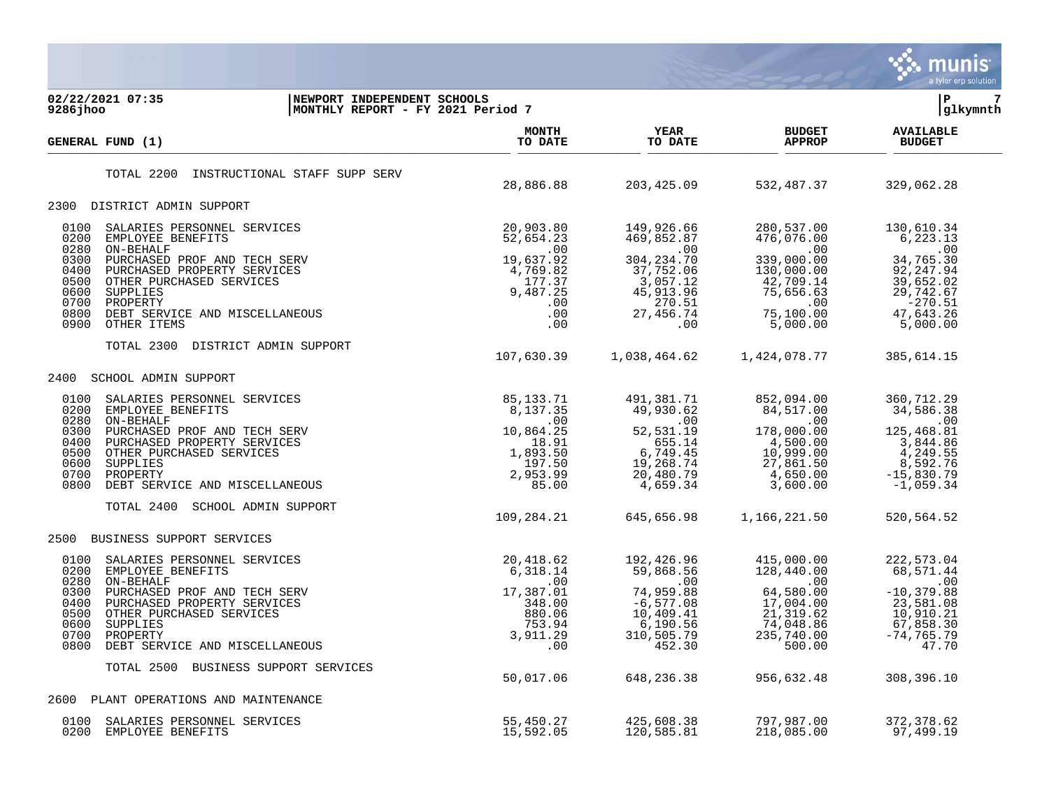02/22/2021 07:35 | NEWPORT INDEPENDENT SCHOOLS | P 7
9286jhoo | MONTHLY REPORT - FY 2021 Period 7 | glkymnth

| GENERAL FUND (1) | MONTH TO DATE | YEAR TO DATE | BUDGET APPROP | AVAILABLE BUDGET |
|---|---|---|---|---|
| TOTAL 2200 INSTRUCTIONAL STAFF SUPP SERV | 28,886.88 | 203,425.09 | 532,487.37 | 329,062.28 |
| **2300 DISTRICT ADMIN SUPPORT** | | | | |
| 0100 SALARIES PERSONNEL SERVICES | 20,903.80 | 149,926.66 | 280,537.00 | 130,610.34 |
| 0200 EMPLOYEE BENEFITS | 52,654.23 | 469,852.87 | 476,076.00 | 6,223.13 |
| 0280 ON-BEHALF | .00 | .00 | .00 | .00 |
| 0300 PURCHASED PROF AND TECH SERV | 19,637.92 | 304,234.70 | 339,000.00 | 34,765.30 |
| 0400 PURCHASED PROPERTY SERVICES | 4,769.82 | 37,752.06 | 130,000.00 | 92,247.94 |
| 0500 OTHER PURCHASED SERVICES | 177.37 | 3,057.12 | 42,709.14 | 39,652.02 |
| 0600 SUPPLIES | 9,487.25 | 45,913.96 | 75,656.63 | 29,742.67 |
| 0700 PROPERTY | .00 | 270.51 | .00 | -270.51 |
| 0800 DEBT SERVICE AND MISCELLANEOUS | .00 | 27,456.74 | 75,100.00 | 47,643.26 |
| 0900 OTHER ITEMS | .00 | .00 | 5,000.00 | 5,000.00 |
| TOTAL 2300 DISTRICT ADMIN SUPPORT | 107,630.39 | 1,038,464.62 | 1,424,078.77 | 385,614.15 |
| **2400 SCHOOL ADMIN SUPPORT** | | | | |
| 0100 SALARIES PERSONNEL SERVICES | 85,133.71 | 491,381.71 | 852,094.00 | 360,712.29 |
| 0200 EMPLOYEE BENEFITS | 8,137.35 | 49,930.62 | 84,517.00 | 34,586.38 |
| 0280 ON-BEHALF | .00 | .00 | .00 | .00 |
| 0300 PURCHASED PROF AND TECH SERV | 10,864.25 | 52,531.19 | 178,000.00 | 125,468.81 |
| 0400 PURCHASED PROPERTY SERVICES | 18.91 | 655.14 | 4,500.00 | 3,844.86 |
| 0500 OTHER PURCHASED SERVICES | 1,893.50 | 6,749.45 | 10,999.00 | 4,249.55 |
| 0600 SUPPLIES | 197.50 | 19,268.74 | 27,861.50 | 8,592.76 |
| 0700 PROPERTY | 2,953.99 | 20,480.79 | 4,650.00 | -15,830.79 |
| 0800 DEBT SERVICE AND MISCELLANEOUS | 85.00 | 4,659.34 | 3,600.00 | -1,059.34 |
| TOTAL 2400 SCHOOL ADMIN SUPPORT | 109,284.21 | 645,656.98 | 1,166,221.50 | 520,564.52 |
| **2500 BUSINESS SUPPORT SERVICES** | | | | |
| 0100 SALARIES PERSONNEL SERVICES | 20,418.62 | 192,426.96 | 415,000.00 | 222,573.04 |
| 0200 EMPLOYEE BENEFITS | 6,318.14 | 59,868.56 | 128,440.00 | 68,571.44 |
| 0280 ON-BEHALF | .00 | .00 | .00 | .00 |
| 0300 PURCHASED PROF AND TECH SERV | 17,387.01 | 74,959.88 | 64,580.00 | -10,379.88 |
| 0400 PURCHASED PROPERTY SERVICES | 348.00 | -6,577.08 | 17,004.00 | 23,581.08 |
| 0500 OTHER PURCHASED SERVICES | 880.06 | 10,409.41 | 21,319.62 | 10,910.21 |
| 0600 SUPPLIES | 753.94 | 6,190.56 | 74,048.86 | 67,858.30 |
| 0700 PROPERTY | 3,911.29 | 310,505.79 | 235,740.00 | -74,765.79 |
| 0800 DEBT SERVICE AND MISCELLANEOUS | .00 | 452.30 | 500.00 | 47.70 |
| TOTAL 2500 BUSINESS SUPPORT SERVICES | 50,017.06 | 648,236.38 | 956,632.48 | 308,396.10 |
| **2600 PLANT OPERATIONS AND MAINTENANCE** | | | | |
| 0100 SALARIES PERSONNEL SERVICES | 55,450.27 | 425,608.38 | 797,987.00 | 372,378.62 |
| 0200 EMPLOYEE BENEFITS | 15,592.05 | 120,585.81 | 218,085.00 | 97,499.19 |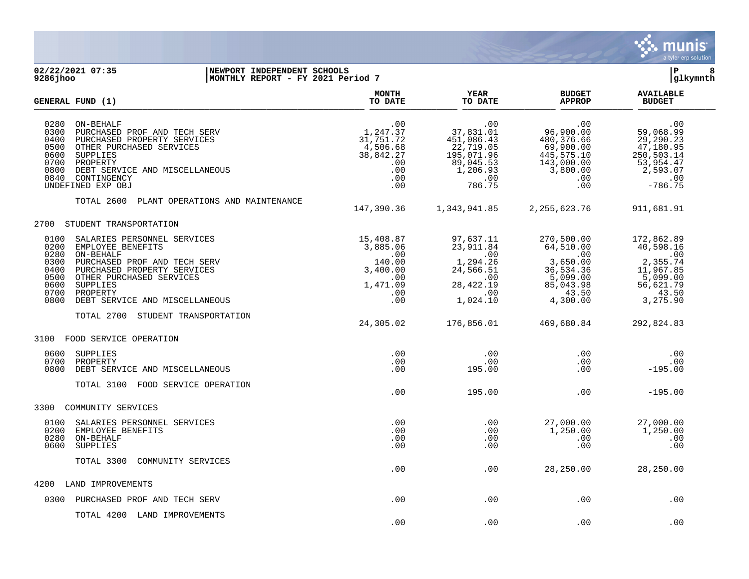**02/22/2021 07:35** | **NEWPORT INDEPENDENT SCHOOLS** | **P 8**
**9286jhoo** | **MONTHLY REPORT - FY 2021 Period 7** | **glkymnth**

| GENERAL FUND (1) | MONTH TO DATE | YEAR TO DATE | BUDGET APPROP | AVAILABLE BUDGET |
|---|---|---|---|---|
| 0280 ON-BEHALF | .00 | .00 | .00 | .00 |
| 0300 PURCHASED PROF AND TECH SERV | 1,247.37 | 37,831.01 | 96,900.00 | 59,068.99 |
| 0400 PURCHASED PROPERTY SERVICES | 31,751.72 | 451,086.43 | 480,376.66 | 29,290.23 |
| 0500 OTHER PURCHASED SERVICES | 4,506.68 | 22,719.05 | 69,900.00 | 47,180.95 |
| 0600 SUPPLIES | 38,842.27 | 195,071.96 | 445,575.10 | 250,503.14 |
| 0700 PROPERTY | .00 | 89,045.53 | 143,000.00 | 53,954.47 |
| 0800 DEBT SERVICE AND MISCELLANEOUS | .00 | 1,206.93 | 3,800.00 | 2,593.07 |
| 0840 CONTINGENCY | .00 | .00 | .00 | .00 |
| UNDEFINED EXP OBJ | .00 | 786.75 | .00 | -786.75 |
| TOTAL 2600 PLANT OPERATIONS AND MAINTENANCE | 147,390.36 | 1,343,941.85 | 2,255,623.76 | 911,681.91 |
| **2700 STUDENT TRANSPORTATION** | | | | |
| 0100 SALARIES PERSONNEL SERVICES | 15,408.87 | 97,637.11 | 270,500.00 | 172,862.89 |
| 0200 EMPLOYEE BENEFITS | 3,885.06 | 23,911.84 | 64,510.00 | 40,598.16 |
| 0280 ON-BEHALF | .00 | .00 | .00 | .00 |
| 0300 PURCHASED PROF AND TECH SERV | 140.00 | 1,294.26 | 3,650.00 | 2,355.74 |
| 0400 PURCHASED PROPERTY SERVICES | 3,400.00 | 24,566.51 | 36,534.36 | 11,967.85 |
| 0500 OTHER PURCHASED SERVICES | .00 | .00 | 5,099.00 | 5,099.00 |
| 0600 SUPPLIES | 1,471.09 | 28,422.19 | 85,043.98 | 56,621.79 |
| 0700 PROPERTY | .00 | .00 | 43.50 | 43.50 |
| 0800 DEBT SERVICE AND MISCELLANEOUS | .00 | 1,024.10 | 4,300.00 | 3,275.90 |
| TOTAL 2700 STUDENT TRANSPORTATION | 24,305.02 | 176,856.01 | 469,680.84 | 292,824.83 |
| **3100 FOOD SERVICE OPERATION** | | | | |
| 0600 SUPPLIES | .00 | .00 | .00 | .00 |
| 0700 PROPERTY | .00 | .00 | .00 | .00 |
| 0800 DEBT SERVICE AND MISCELLANEOUS | .00 | 195.00 | .00 | -195.00 |
| TOTAL 3100 FOOD SERVICE OPERATION | .00 | 195.00 | .00 | -195.00 |
| **3300 COMMUNITY SERVICES** | | | | |
| 0100 SALARIES PERSONNEL SERVICES | .00 | .00 | 27,000.00 | 27,000.00 |
| 0200 EMPLOYEE BENEFITS | .00 | .00 | 1,250.00 | 1,250.00 |
| 0280 ON-BEHALF | .00 | .00 | .00 | .00 |
| 0600 SUPPLIES | .00 | .00 | .00 | .00 |
| TOTAL 3300 COMMUNITY SERVICES | .00 | .00 | 28,250.00 | 28,250.00 |
| **4200 LAND IMPROVEMENTS** | | | | |
| 0300 PURCHASED PROF AND TECH SERV | .00 | .00 | .00 | .00 |
| TOTAL 4200 LAND IMPROVEMENTS | .00 | .00 | .00 | .00 |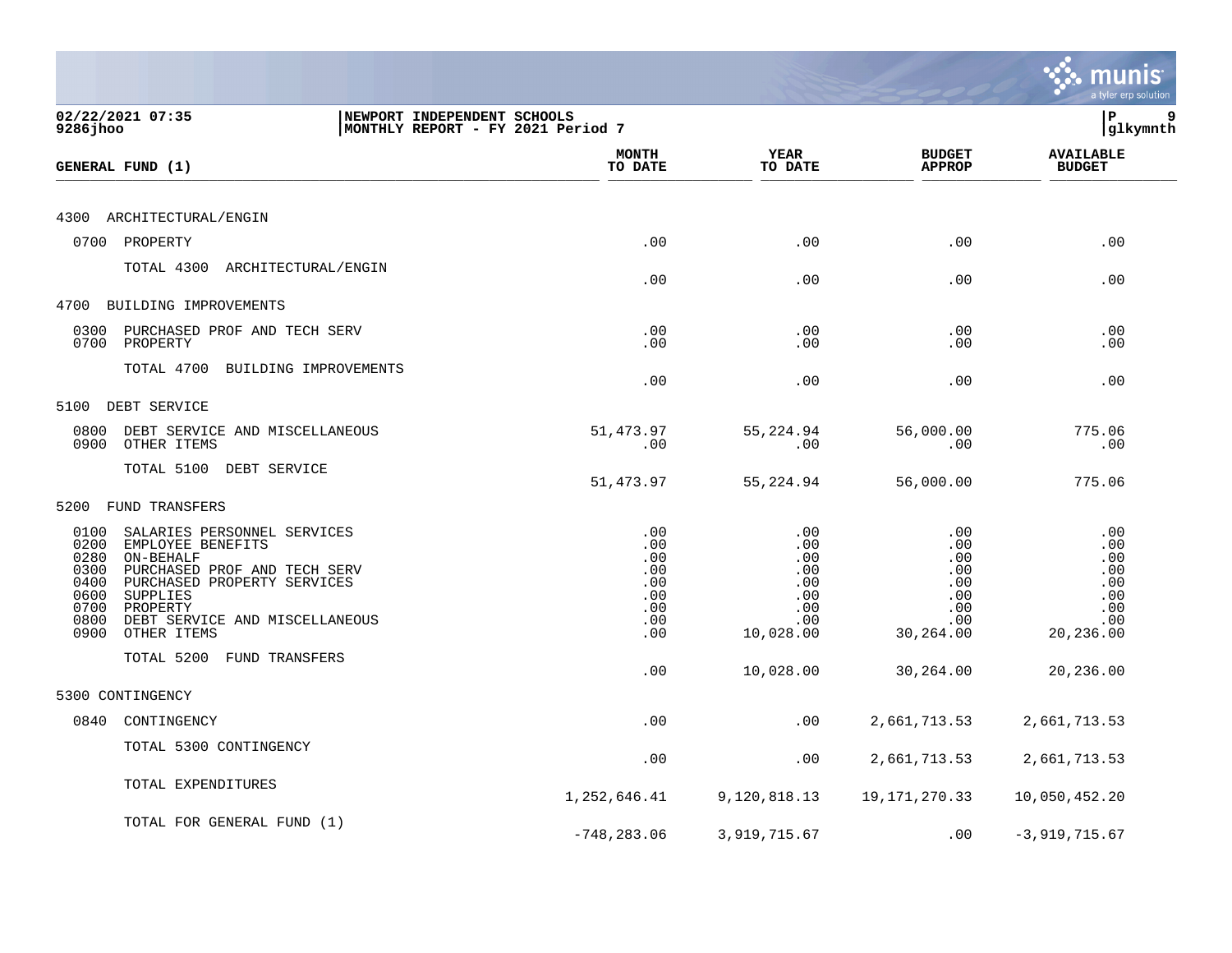02/22/2021 07:35 | NEWPORT INDEPENDENT SCHOOLS | P 9
9286jhoo | MONTHLY REPORT - FY 2021 Period 7 | glkymnth

| GENERAL FUND (1) | MONTH TO DATE | YEAR TO DATE | BUDGET APPROP | AVAILABLE BUDGET |
|---|---|---|---|---|
| **4300 ARCHITECTURAL/ENGIN** | | | | |
| 0700 PROPERTY | .00 | .00 | .00 | .00 |
| TOTAL 4300 ARCHITECTURAL/ENGIN | .00 | .00 | .00 | .00 |
| **4700 BUILDING IMPROVEMENTS** | | | | |
| 0300 PURCHASED PROF AND TECH SERV | .00 | .00 | .00 | .00 |
| 0700 PROPERTY | .00 | .00 | .00 | .00 |
| TOTAL 4700 BUILDING IMPROVEMENTS | .00 | .00 | .00 | .00 |
| **5100 DEBT SERVICE** | | | | |
| 0800 DEBT SERVICE AND MISCELLANEOUS | 51,473.97 | 55,224.94 | 56,000.00 | 775.06 |
| 0900 OTHER ITEMS | .00 | .00 | .00 | .00 |
| TOTAL 5100 DEBT SERVICE | 51,473.97 | 55,224.94 | 56,000.00 | 775.06 |
| **5200 FUND TRANSFERS** | | | | |
| 0100 SALARIES PERSONNEL SERVICES | .00 | .00 | .00 | .00 |
| 0200 EMPLOYEE BENEFITS | .00 | .00 | .00 | .00 |
| 0280 ON-BEHALF | .00 | .00 | .00 | .00 |
| 0300 PURCHASED PROF AND TECH SERV | .00 | .00 | .00 | .00 |
| 0400 PURCHASED PROPERTY SERVICES | .00 | .00 | .00 | .00 |
| 0600 SUPPLIES | .00 | .00 | .00 | .00 |
| 0700 PROPERTY | .00 | .00 | .00 | .00 |
| 0800 DEBT SERVICE AND MISCELLANEOUS | .00 | .00 | .00 | .00 |
| 0900 OTHER ITEMS | .00 | 10,028.00 | 30,264.00 | 20,236.00 |
| TOTAL 5200 FUND TRANSFERS | .00 | 10,028.00 | 30,264.00 | 20,236.00 |
| **5300 CONTINGENCY** | | | | |
| 0840 CONTINGENCY | .00 | .00 | 2,661,713.53 | 2,661,713.53 |
| TOTAL 5300 CONTINGENCY | .00 | .00 | 2,661,713.53 | 2,661,713.53 |
| TOTAL EXPENDITURES | 1,252,646.41 | 9,120,818.13 | 19,171,270.33 | 10,050,452.20 |
| TOTAL FOR GENERAL FUND (1) | -748,283.06 | 3,919,715.67 | .00 | -3,919,715.67 |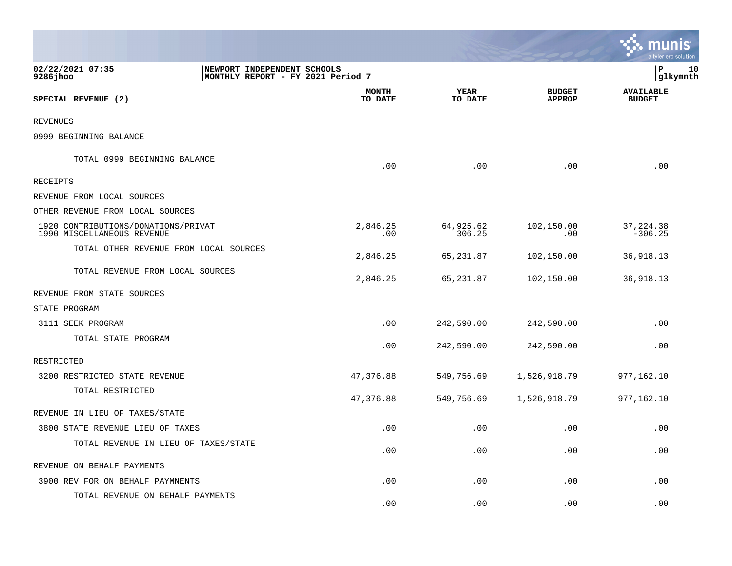02/22/2021 07:35 | NEWPORT INDEPENDENT SCHOOLS | P 10
9286jhoo | MONTHLY REPORT - FY 2021 Period 7 | glkymnth

| SPECIAL REVENUE (2) | MONTH TO DATE | YEAR TO DATE | BUDGET APPROP | AVAILABLE BUDGET |
|---|---|---|---|---|
| REVENUES | | | | |
| 0999 BEGINNING BALANCE | | | | |
| TOTAL 0999 BEGINNING BALANCE | .00 | .00 | .00 | .00 |
| RECEIPTS | | | | |
| REVENUE FROM LOCAL SOURCES | | | | |
| OTHER REVENUE FROM LOCAL SOURCES | | | | |
| 1920 CONTRIBUTIONS/DONATIONS/PRIVAT | 2,846.25 | 64,925.62 | 102,150.00 | 37,224.38 |
| 1990 MISCELLANEOUS REVENUE | .00 | 306.25 | .00 | -306.25 |
| TOTAL OTHER REVENUE FROM LOCAL SOURCES | 2,846.25 | 65,231.87 | 102,150.00 | 36,918.13 |
| TOTAL REVENUE FROM LOCAL SOURCES | 2,846.25 | 65,231.87 | 102,150.00 | 36,918.13 |
| REVENUE FROM STATE SOURCES | | | | |
| STATE PROGRAM | | | | |
| 3111 SEEK PROGRAM | .00 | 242,590.00 | 242,590.00 | .00 |
| TOTAL STATE PROGRAM | .00 | 242,590.00 | 242,590.00 | .00 |
| RESTRICTED | | | | |
| 3200 RESTRICTED STATE REVENUE | 47,376.88 | 549,756.69 | 1,526,918.79 | 977,162.10 |
| TOTAL RESTRICTED | 47,376.88 | 549,756.69 | 1,526,918.79 | 977,162.10 |
| REVENUE IN LIEU OF TAXES/STATE | | | | |
| 3800 STATE REVENUE LIEU OF TAXES | .00 | .00 | .00 | .00 |
| TOTAL REVENUE IN LIEU OF TAXES/STATE | .00 | .00 | .00 | .00 |
| REVENUE ON BEHALF PAYMENTS | | | | |
| 3900 REV FOR ON BEHALF PAYMNENTS | .00 | .00 | .00 | .00 |
| TOTAL REVENUE ON BEHALF PAYMENTS | .00 | .00 | .00 | .00 |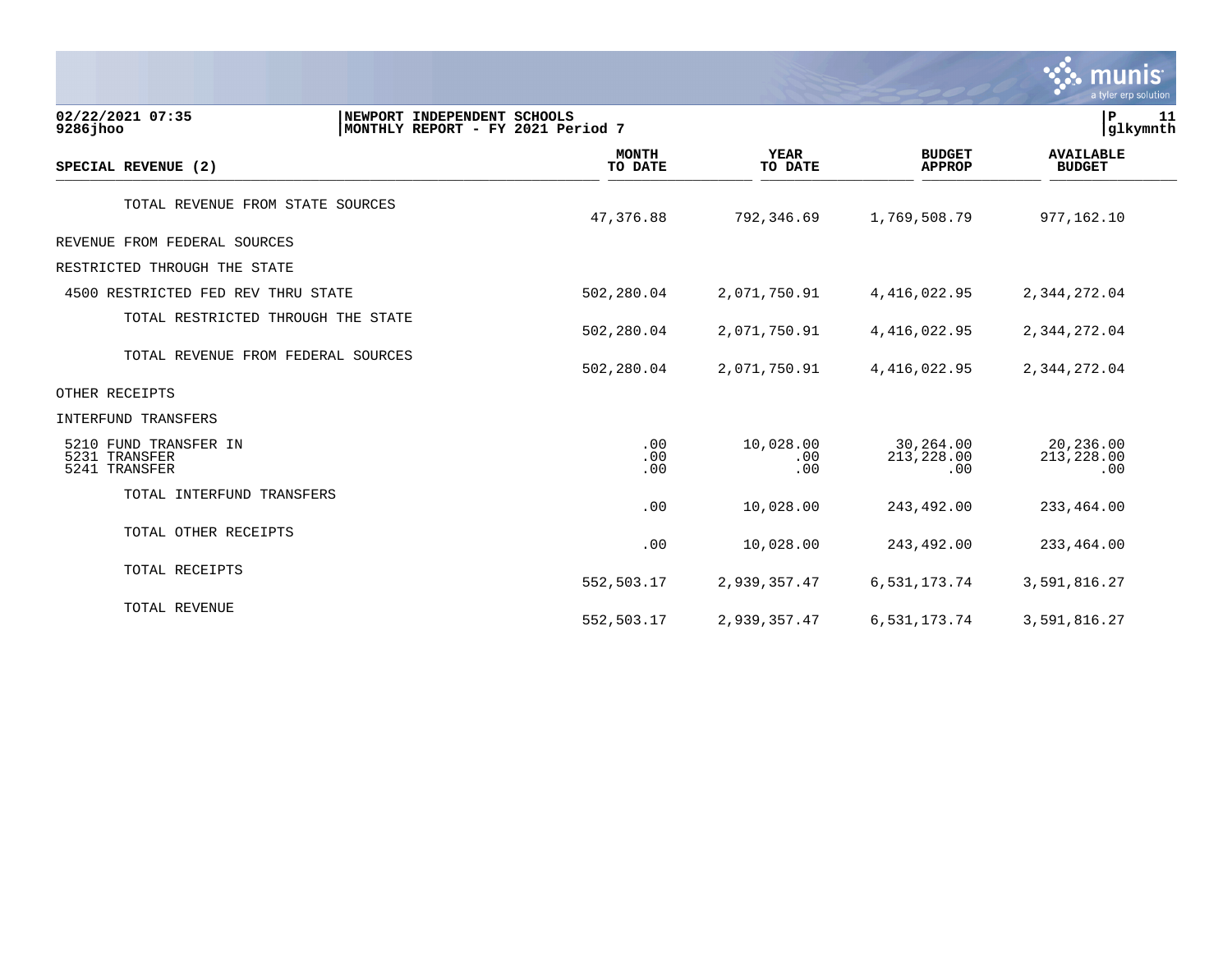02/22/2021 07:35 | NEWPORT INDEPENDENT SCHOOLS | P 11
9286jhoo | MONTHLY REPORT - FY 2021 Period 7 | glkymnth

| SPECIAL REVENUE (2) | MONTH TO DATE | YEAR TO DATE | BUDGET APPROP | AVAILABLE BUDGET |
|---|---|---|---|---|
| TOTAL REVENUE FROM STATE SOURCES | 47,376.88 | 792,346.69 | 1,769,508.79 | 977,162.10 |
| REVENUE FROM FEDERAL SOURCES | | | | |
| RESTRICTED THROUGH THE STATE | | | | |
| 4500 RESTRICTED FED REV THRU STATE | 502,280.04 | 2,071,750.91 | 4,416,022.95 | 2,344,272.04 |
| TOTAL RESTRICTED THROUGH THE STATE | 502,280.04 | 2,071,750.91 | 4,416,022.95 | 2,344,272.04 |
| TOTAL REVENUE FROM FEDERAL SOURCES | 502,280.04 | 2,071,750.91 | 4,416,022.95 | 2,344,272.04 |
| OTHER RECEIPTS | | | | |
| INTERFUND TRANSFERS | | | | |
| 5210 FUND TRANSFER IN | .00 | 10,028.00 | 30,264.00 | 20,236.00 |
| 5231 TRANSFER | .00 | .00 | 213,228.00 | 213,228.00 |
| 5241 TRANSFER | .00 | .00 | .00 | .00 |
| TOTAL INTERFUND TRANSFERS | .00 | 10,028.00 | 243,492.00 | 233,464.00 |
| TOTAL OTHER RECEIPTS | .00 | 10,028.00 | 243,492.00 | 233,464.00 |
| TOTAL RECEIPTS | 552,503.17 | 2,939,357.47 | 6,531,173.74 | 3,591,816.27 |
| TOTAL REVENUE | 552,503.17 | 2,939,357.47 | 6,531,173.74 | 3,591,816.27 |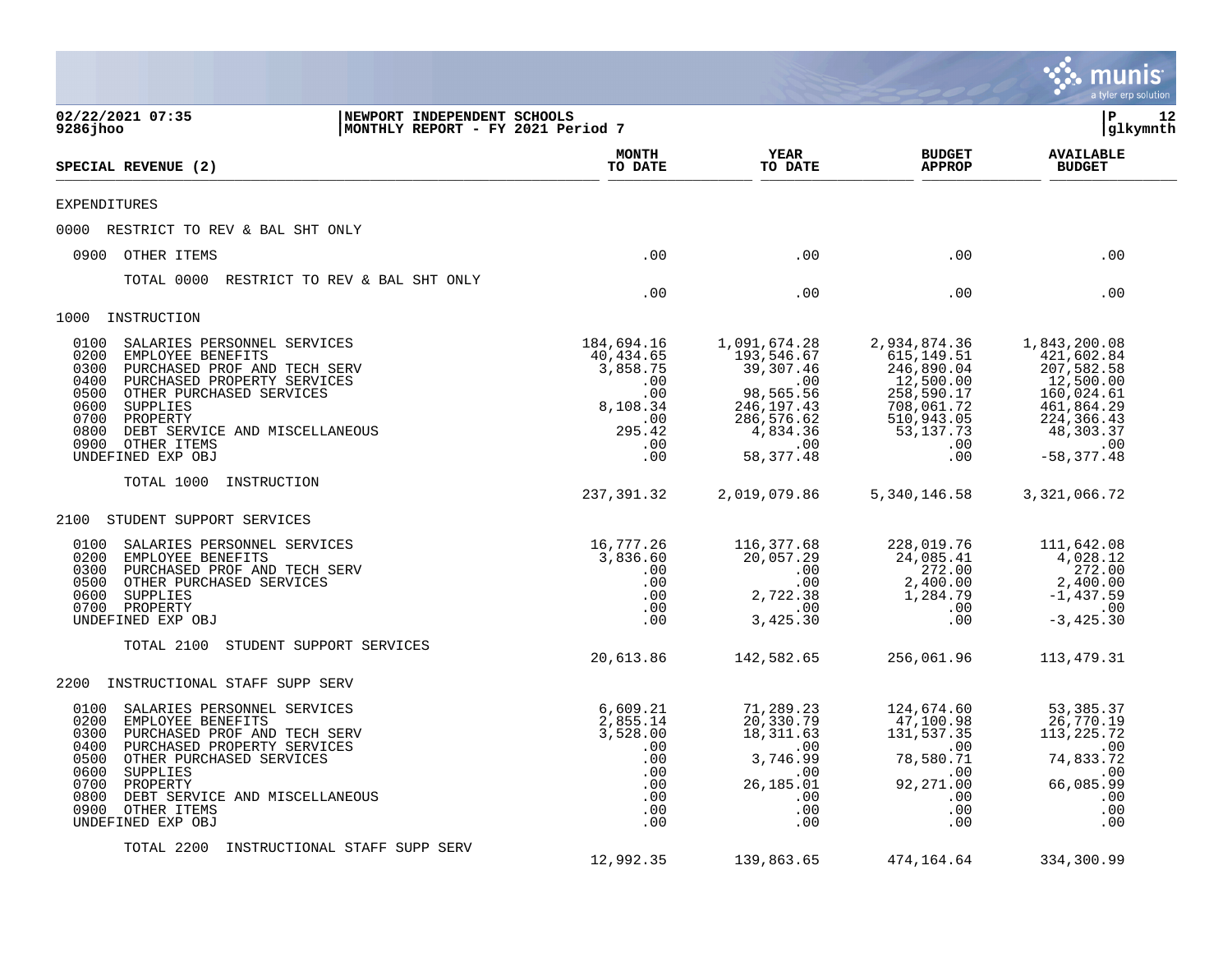**NEWPORT INDEPENDENT SCHOOLS**
**MONTHLY REPORT - FY 2021 Period 7**

02/22/2021 07:35
9286jhoo

| SPECIAL REVENUE (2) | MONTH TO DATE | YEAR TO DATE | BUDGET APPROP | AVAILABLE BUDGET |
|---|---|---|---|---|
| **EXPENDITURES** | | | | |
| **0000 RESTRICT TO REV & BAL SHT ONLY** | | | | |
| 0900 OTHER ITEMS | .00 | .00 | .00 | .00 |
| TOTAL 0000 RESTRICT TO REV & BAL SHT ONLY | .00 | .00 | .00 | .00 |
| **1000 INSTRUCTION** | | | | |
| 0100 SALARIES PERSONNEL SERVICES | 184,694.16 | 1,091,674.28 | 2,934,874.36 | 1,843,200.08 |
| 0200 EMPLOYEE BENEFITS | 40,434.65 | 193,546.67 | 615,149.51 | 421,602.84 |
| 0300 PURCHASED PROF AND TECH SERV | 3,858.75 | 39,307.46 | 246,890.04 | 207,582.58 |
| 0400 PURCHASED PROPERTY SERVICES | .00 | .00 | 12,500.00 | 12,500.00 |
| 0500 OTHER PURCHASED SERVICES | .00 | 98,565.56 | 258,590.17 | 160,024.61 |
| 0600 SUPPLIES | 8,108.34 | 246,197.43 | 708,061.72 | 461,864.29 |
| 0700 PROPERTY | .00 | 286,576.62 | 510,943.05 | 224,366.43 |
| 0800 DEBT SERVICE AND MISCELLANEOUS | 295.42 | 4,834.36 | 53,137.73 | 48,303.37 |
| 0900 OTHER ITEMS | .00 | .00 | .00 | .00 |
| UNDEFINED EXP OBJ | .00 | 58,377.48 | .00 | -58,377.48 |
| TOTAL 1000 INSTRUCTION | 237,391.32 | 2,019,079.86 | 5,340,146.58 | 3,321,066.72 |
| **2100 STUDENT SUPPORT SERVICES** | | | | |
| 0100 SALARIES PERSONNEL SERVICES | 16,777.26 | 116,377.68 | 228,019.76 | 111,642.08 |
| 0200 EMPLOYEE BENEFITS | 3,836.60 | 20,057.29 | 24,085.41 | 4,028.12 |
| 0300 PURCHASED PROF AND TECH SERV | .00 | .00 | 272.00 | 272.00 |
| 0500 OTHER PURCHASED SERVICES | .00 | .00 | 2,400.00 | 2,400.00 |
| 0600 SUPPLIES | .00 | 2,722.38 | 1,284.79 | -1,437.59 |
| 0700 PROPERTY | .00 | .00 | .00 | .00 |
| UNDEFINED EXP OBJ | .00 | 3,425.30 | .00 | -3,425.30 |
| TOTAL 2100 STUDENT SUPPORT SERVICES | 20,613.86 | 142,582.65 | 256,061.96 | 113,479.31 |
| **2200 INSTRUCTIONAL STAFF SUPP SERV** | | | | |
| 0100 SALARIES PERSONNEL SERVICES | 6,609.21 | 71,289.23 | 124,674.60 | 53,385.37 |
| 0200 EMPLOYEE BENEFITS | 2,855.14 | 20,330.79 | 47,100.98 | 26,770.19 |
| 0300 PURCHASED PROF AND TECH SERV | 3,528.00 | 18,311.63 | 131,537.35 | 113,225.72 |
| 0400 PURCHASED PROPERTY SERVICES | .00 | .00 | .00 | .00 |
| 0500 OTHER PURCHASED SERVICES | .00 | 3,746.99 | 78,580.71 | 74,833.72 |
| 0600 SUPPLIES | .00 | .00 | .00 | .00 |
| 0700 PROPERTY | .00 | 26,185.01 | 92,271.00 | 66,085.99 |
| 0800 DEBT SERVICE AND MISCELLANEOUS | .00 | .00 | .00 | .00 |
| 0900 OTHER ITEMS | .00 | .00 | .00 | .00 |
| UNDEFINED EXP OBJ | .00 | .00 | .00 | .00 |
| TOTAL 2200 INSTRUCTIONAL STAFF SUPP SERV | 12,992.35 | 139,863.65 | 474,164.64 | 334,300.99 |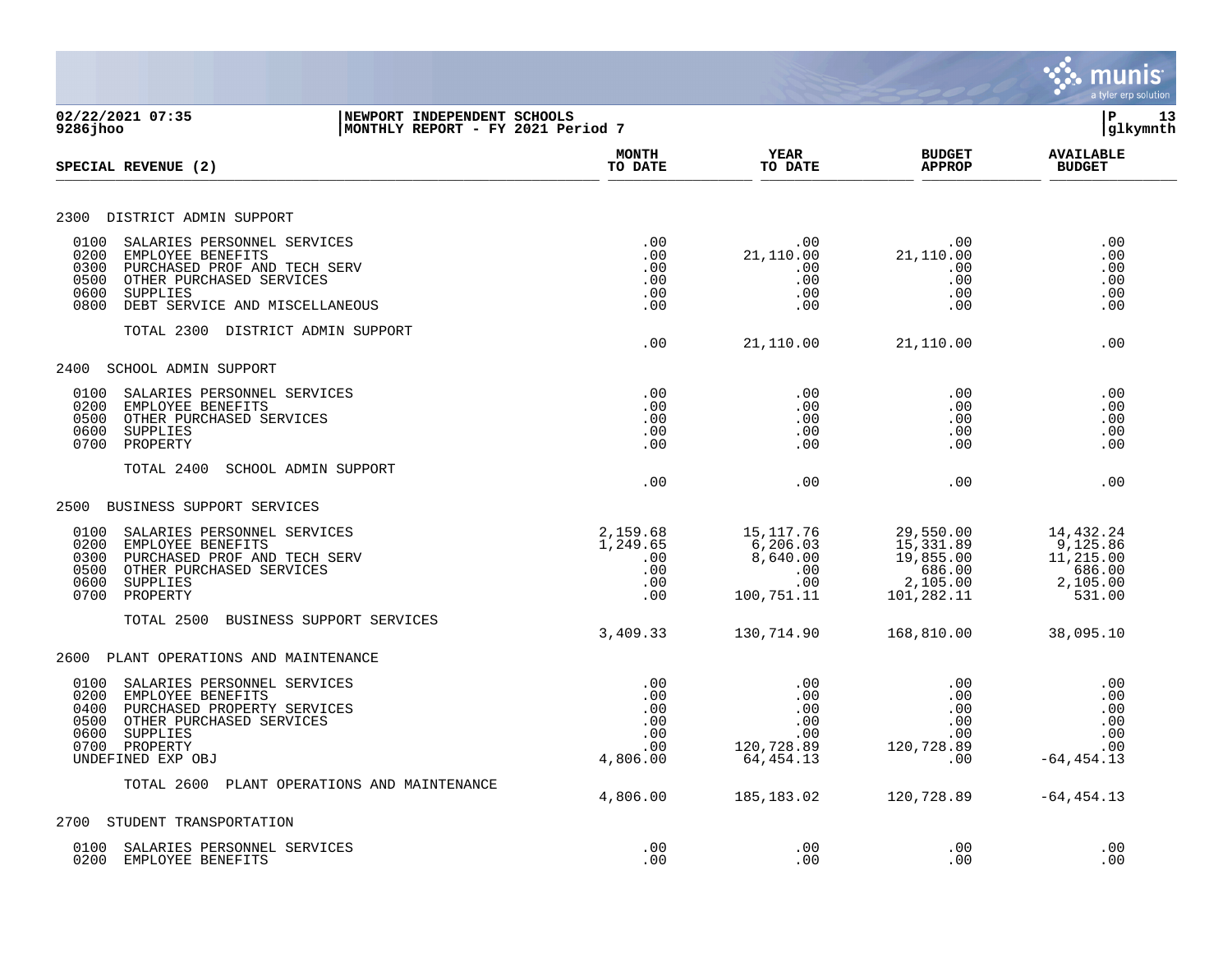02/22/2021 07:35 | NEWPORT INDEPENDENT SCHOOLS | P 13
9286jhoo | MONTHLY REPORT - FY 2021 Period 7 | glkymnth

| SPECIAL REVENUE (2) | MONTH TO DATE | YEAR TO DATE | BUDGET APPROP | AVAILABLE BUDGET |
|---|---|---|---|---|
| **2300 DISTRICT ADMIN SUPPORT** | | | | |
| 0100 SALARIES PERSONNEL SERVICES | .00 | .00 | .00 | .00 |
| 0200 EMPLOYEE BENEFITS | .00 | 21,110.00 | 21,110.00 | .00 |
| 0300 PURCHASED PROF AND TECH SERV | .00 | .00 | .00 | .00 |
| 0500 OTHER PURCHASED SERVICES | .00 | .00 | .00 | .00 |
| 0600 SUPPLIES | .00 | .00 | .00 | .00 |
| 0800 DEBT SERVICE AND MISCELLANEOUS | .00 | .00 | .00 | .00 |
| TOTAL 2300 DISTRICT ADMIN SUPPORT | .00 | 21,110.00 | 21,110.00 | .00 |
| **2400 SCHOOL ADMIN SUPPORT** | | | | |
| 0100 SALARIES PERSONNEL SERVICES | .00 | .00 | .00 | .00 |
| 0200 EMPLOYEE BENEFITS | .00 | .00 | .00 | .00 |
| 0500 OTHER PURCHASED SERVICES | .00 | .00 | .00 | .00 |
| 0600 SUPPLIES | .00 | .00 | .00 | .00 |
| 0700 PROPERTY | .00 | .00 | .00 | .00 |
| TOTAL 2400 SCHOOL ADMIN SUPPORT | .00 | .00 | .00 | .00 |
| **2500 BUSINESS SUPPORT SERVICES** | | | | |
| 0100 SALARIES PERSONNEL SERVICES | 2,159.68 | 15,117.76 | 29,550.00 | 14,432.24 |
| 0200 EMPLOYEE BENEFITS | 1,249.65 | 6,206.03 | 15,331.89 | 9,125.86 |
| 0300 PURCHASED PROF AND TECH SERV | .00 | 8,640.00 | 19,855.00 | 11,215.00 |
| 0500 OTHER PURCHASED SERVICES | .00 | .00 | 686.00 | 686.00 |
| 0600 SUPPLIES | .00 | .00 | 2,105.00 | 2,105.00 |
| 0700 PROPERTY | .00 | 100,751.11 | 101,282.11 | 531.00 |
| TOTAL 2500 BUSINESS SUPPORT SERVICES | 3,409.33 | 130,714.90 | 168,810.00 | 38,095.10 |
| **2600 PLANT OPERATIONS AND MAINTENANCE** | | | | |
| 0100 SALARIES PERSONNEL SERVICES | .00 | .00 | .00 | .00 |
| 0200 EMPLOYEE BENEFITS | .00 | .00 | .00 | .00 |
| 0400 PURCHASED PROPERTY SERVICES | .00 | .00 | .00 | .00 |
| 0500 OTHER PURCHASED SERVICES | .00 | .00 | .00 | .00 |
| 0600 SUPPLIES | .00 | .00 | .00 | .00 |
| 0700 PROPERTY | .00 | 120,728.89 | 120,728.89 | .00 |
| UNDEFINED EXP OBJ | 4,806.00 | 64,454.13 | .00 | -64,454.13 |
| TOTAL 2600 PLANT OPERATIONS AND MAINTENANCE | 4,806.00 | 185,183.02 | 120,728.89 | -64,454.13 |
| **2700 STUDENT TRANSPORTATION** | | | | |
| 0100 SALARIES PERSONNEL SERVICES | .00 | .00 | .00 | .00 |
| 0200 EMPLOYEE BENEFITS | .00 | .00 | .00 | .00 |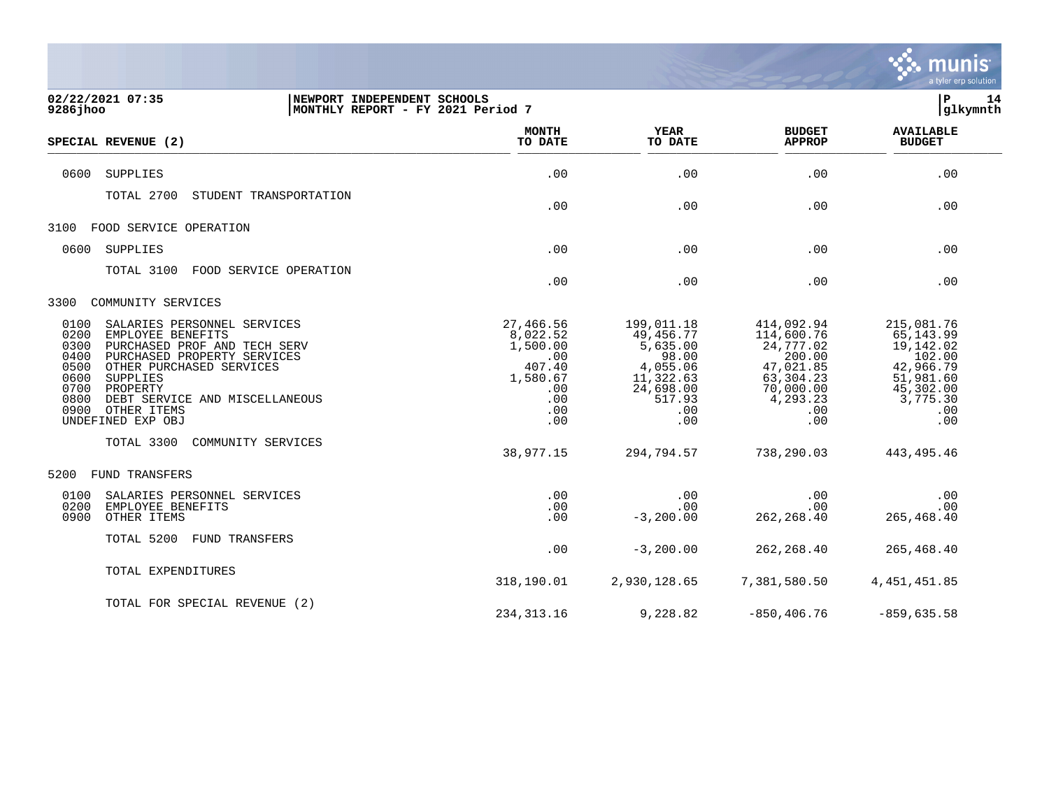**NEWPORT INDEPENDENT SCHOOLS**
**MONTHLY REPORT - FY 2021 Period 7**

| SPECIAL REVENUE (2) | MONTH TO DATE | YEAR TO DATE | BUDGET APPROP | AVAILABLE BUDGET |
|---|---|---|---|---|
| 0600 SUPPLIES | .00 | .00 | .00 | .00 |
| TOTAL 2700 STUDENT TRANSPORTATION | .00 | .00 | .00 | .00 |
| **3100 FOOD SERVICE OPERATION** | | | | |
| 0600 SUPPLIES | .00 | .00 | .00 | .00 |
| TOTAL 3100 FOOD SERVICE OPERATION | .00 | .00 | .00 | .00 |
| **3300 COMMUNITY SERVICES** | | | | |
| 0100 SALARIES PERSONNEL SERVICES | 27,466.56 | 199,011.18 | 414,092.94 | 215,081.76 |
| 0200 EMPLOYEE BENEFITS | 8,022.52 | 49,456.77 | 114,600.76 | 65,143.99 |
| 0300 PURCHASED PROF AND TECH SERV | 1,500.00 | 5,635.00 | 24,777.02 | 19,142.02 |
| 0400 PURCHASED PROPERTY SERVICES | .00 | 98.00 | 200.00 | 102.00 |
| 0500 OTHER PURCHASED SERVICES | 407.40 | 4,055.06 | 47,021.85 | 42,966.79 |
| 0600 SUPPLIES | 1,580.67 | 11,322.63 | 63,304.23 | 51,981.60 |
| 0700 PROPERTY | .00 | 24,698.00 | 70,000.00 | 45,302.00 |
| 0800 DEBT SERVICE AND MISCELLANEOUS | .00 | 517.93 | 4,293.23 | 3,775.30 |
| 0900 OTHER ITEMS | .00 | .00 | .00 | .00 |
| UNDEFINED EXP OBJ | .00 | .00 | .00 | .00 |
| TOTAL 3300 COMMUNITY SERVICES | 38,977.15 | 294,794.57 | 738,290.03 | 443,495.46 |
| **5200 FUND TRANSFERS** | | | | |
| 0100 SALARIES PERSONNEL SERVICES | .00 | .00 | .00 | .00 |
| 0200 EMPLOYEE BENEFITS | .00 | .00 | .00 | .00 |
| 0900 OTHER ITEMS | .00 | -3,200.00 | 262,268.40 | 265,468.40 |
| TOTAL 5200 FUND TRANSFERS | .00 | -3,200.00 | 262,268.40 | 265,468.40 |
| TOTAL EXPENDITURES | 318,190.01 | 2,930,128.65 | 7,381,580.50 | 4,451,451.85 |
| TOTAL FOR SPECIAL REVENUE (2) | 234,313.16 | 9,228.82 | -850,406.76 | -859,635.58 |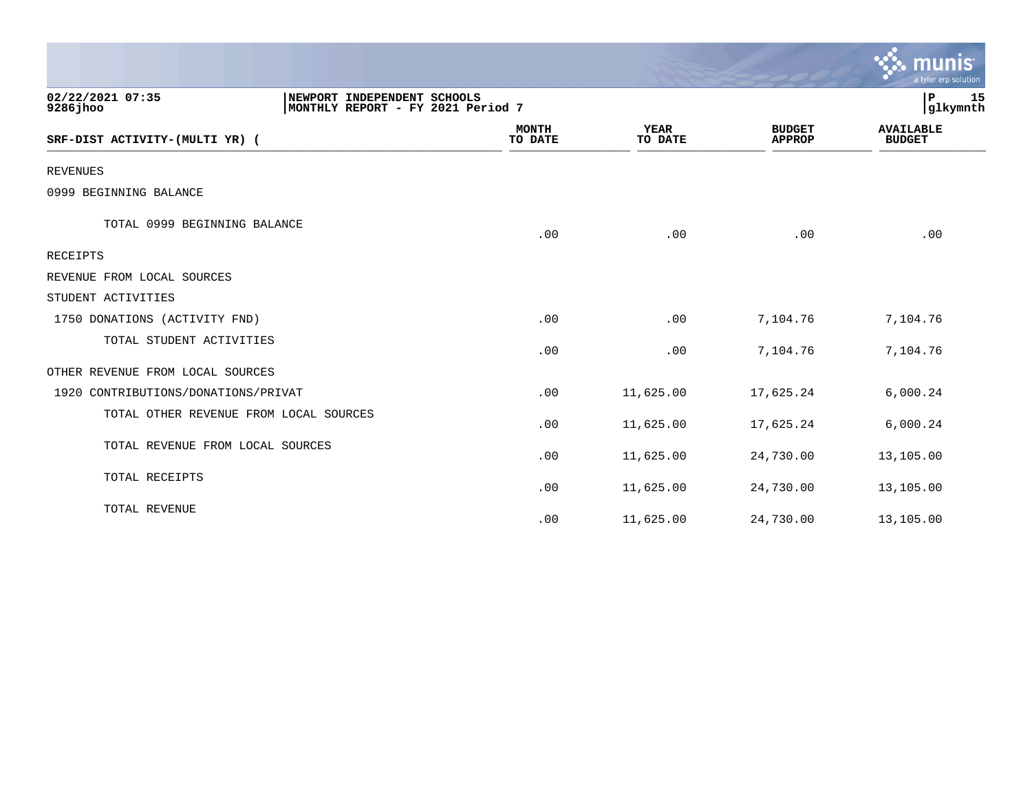02/22/2021 07:35 | NEWPORT INDEPENDENT SCHOOLS
9286jhoo | MONTHLY REPORT - FY 2021 Period 7
P 15 | glkymnth

| SRF-DIST ACTIVITY-(MULTI YR) ( | MONTH TO DATE | YEAR TO DATE | BUDGET APPROP | AVAILABLE BUDGET |
|---|---|---|---|---|
| REVENUES | | | | |
| 0999 BEGINNING BALANCE | | | | |
| TOTAL 0999 BEGINNING BALANCE | .00 | .00 | .00 | .00 |
| RECEIPTS | | | | |
| REVENUE FROM LOCAL SOURCES | | | | |
| STUDENT ACTIVITIES | | | | |
| 1750 DONATIONS (ACTIVITY FND) | .00 | .00 | 7,104.76 | 7,104.76 |
| TOTAL STUDENT ACTIVITIES | .00 | .00 | 7,104.76 | 7,104.76 |
| OTHER REVENUE FROM LOCAL SOURCES | | | | |
| 1920 CONTRIBUTIONS/DONATIONS/PRIVAT | .00 | 11,625.00 | 17,625.24 | 6,000.24 |
| TOTAL OTHER REVENUE FROM LOCAL SOURCES | .00 | 11,625.00 | 17,625.24 | 6,000.24 |
| TOTAL REVENUE FROM LOCAL SOURCES | .00 | 11,625.00 | 24,730.00 | 13,105.00 |
| TOTAL RECEIPTS | .00 | 11,625.00 | 24,730.00 | 13,105.00 |
| TOTAL REVENUE | .00 | 11,625.00 | 24,730.00 | 13,105.00 |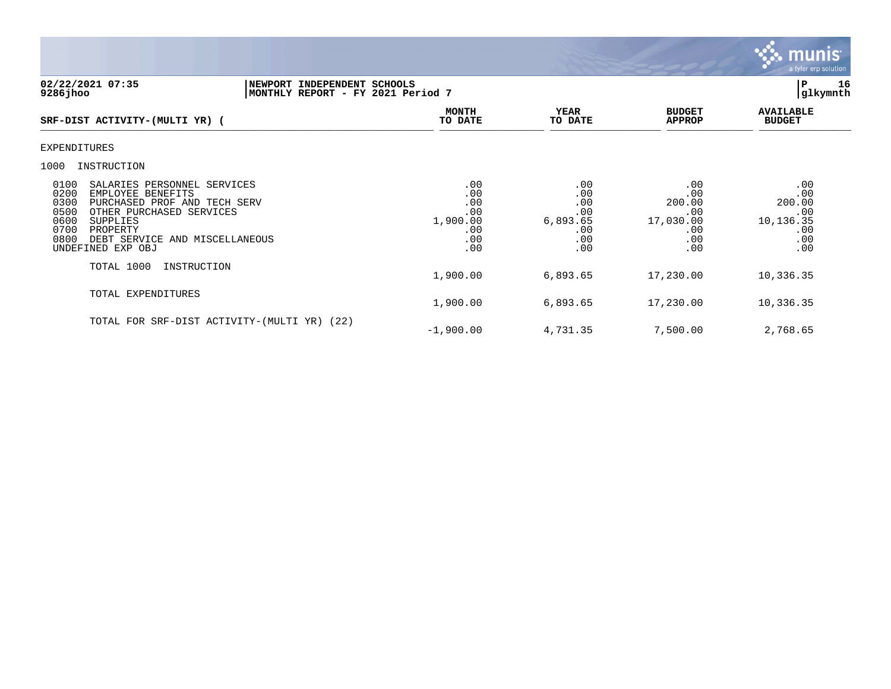02/22/2021 07:35
9286jhoo

NEWPORT INDEPENDENT SCHOOLS
MONTHLY REPORT - FY 2021 Period 7

P 16
glkymnth

| SRF-DIST ACTIVITY-(MULTI YR) ( | MONTH TO DATE | YEAR TO DATE | BUDGET APPROP | AVAILABLE BUDGET |
|---|---|---|---|---|
| EXPENDITURES | | | | |
| 1000 INSTRUCTION | | | | |
| 0100 SALARIES PERSONNEL SERVICES | .00 | .00 | .00 | .00 |
| 0200 EMPLOYEE BENEFITS | .00 | .00 | .00 | .00 |
| 0300 PURCHASED PROF AND TECH SERV | .00 | .00 | 200.00 | 200.00 |
| 0500 OTHER PURCHASED SERVICES | .00 | .00 | .00 | .00 |
| 0600 SUPPLIES | 1,900.00 | 6,893.65 | 17,030.00 | 10,136.35 |
| 0700 PROPERTY | .00 | .00 | .00 | .00 |
| 0800 DEBT SERVICE AND MISCELLANEOUS | .00 | .00 | .00 | .00 |
| UNDEFINED EXP OBJ | .00 | .00 | .00 | .00 |
| TOTAL 1000 INSTRUCTION | 1,900.00 | 6,893.65 | 17,230.00 | 10,336.35 |
| TOTAL EXPENDITURES | 1,900.00 | 6,893.65 | 17,230.00 | 10,336.35 |
| TOTAL FOR SRF-DIST ACTIVITY-(MULTI YR) (22) | -1,900.00 | 4,731.35 | 7,500.00 | 2,768.65 |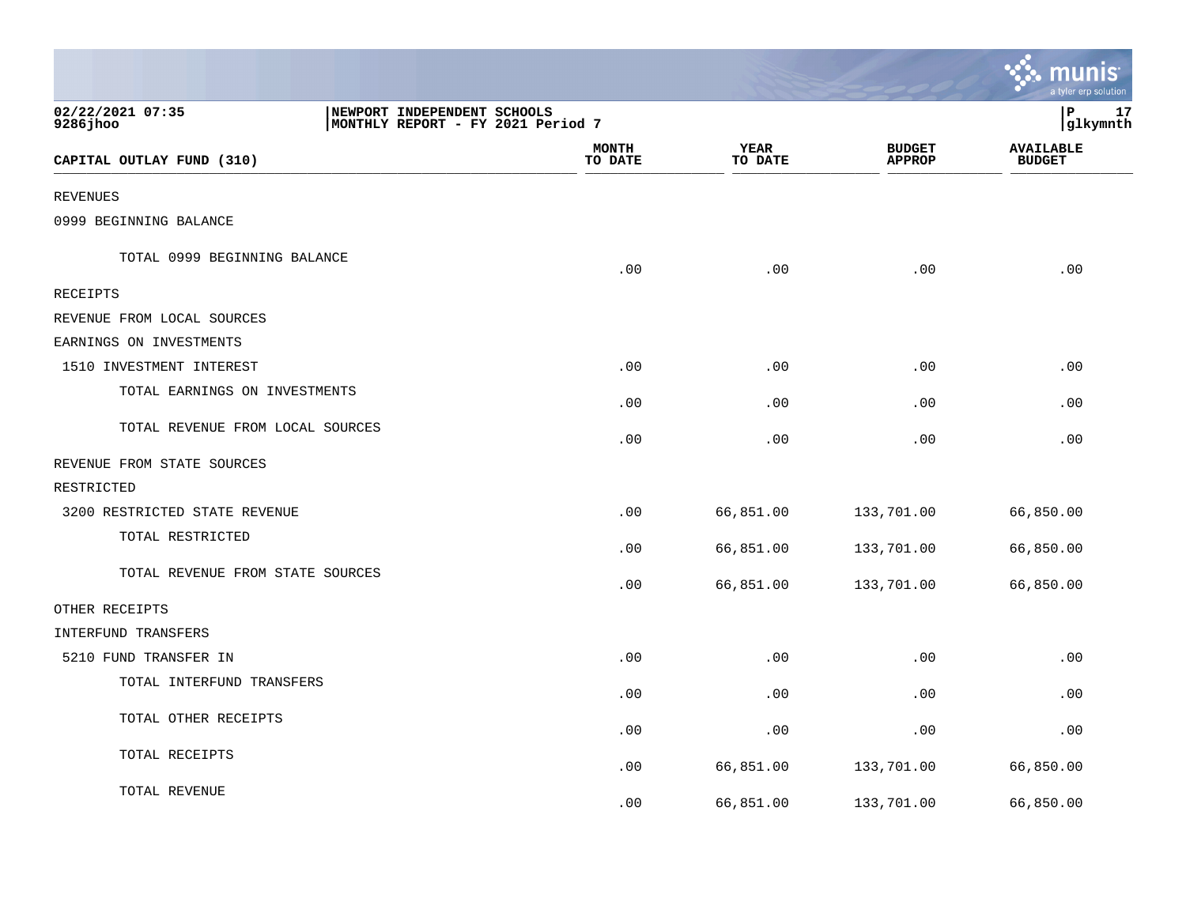02/22/2021 07:35
9286jhoo

NEWPORT INDEPENDENT SCHOOLS
MONTHLY REPORT - FY 2021 Period 7

P 17
glkymnth

| CAPITAL OUTLAY FUND (310) | MONTH TO DATE | YEAR TO DATE | BUDGET APPROP | AVAILABLE BUDGET |
|---|---|---|---|---|
| REVENUES | | | | |
| 0999 BEGINNING BALANCE | | | | |
| TOTAL 0999 BEGINNING BALANCE | .00 | .00 | .00 | .00 |
| RECEIPTS | | | | |
| REVENUE FROM LOCAL SOURCES | | | | |
| EARNINGS ON INVESTMENTS | | | | |
| 1510 INVESTMENT INTEREST | .00 | .00 | .00 | .00 |
| TOTAL EARNINGS ON INVESTMENTS | .00 | .00 | .00 | .00 |
| TOTAL REVENUE FROM LOCAL SOURCES | .00 | .00 | .00 | .00 |
| REVENUE FROM STATE SOURCES | | | | |
| RESTRICTED | | | | |
| 3200 RESTRICTED STATE REVENUE | .00 | 66,851.00 | 133,701.00 | 66,850.00 |
| TOTAL RESTRICTED | .00 | 66,851.00 | 133,701.00 | 66,850.00 |
| TOTAL REVENUE FROM STATE SOURCES | .00 | 66,851.00 | 133,701.00 | 66,850.00 |
| OTHER RECEIPTS | | | | |
| INTERFUND TRANSFERS | | | | |
| 5210 FUND TRANSFER IN | .00 | .00 | .00 | .00 |
| TOTAL INTERFUND TRANSFERS | .00 | .00 | .00 | .00 |
| TOTAL OTHER RECEIPTS | .00 | .00 | .00 | .00 |
| TOTAL RECEIPTS | .00 | 66,851.00 | 133,701.00 | 66,850.00 |
| TOTAL REVENUE | .00 | 66,851.00 | 133,701.00 | 66,850.00 |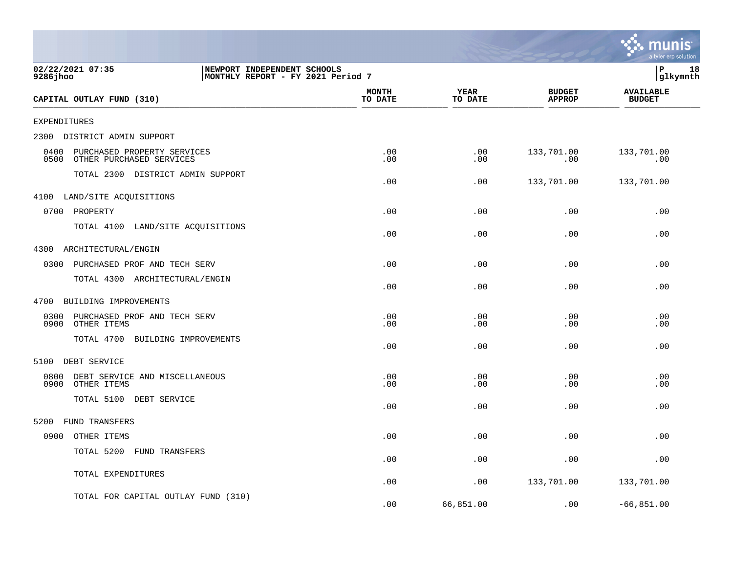**02/22/2021 07:35** | **NEWPORT INDEPENDENT SCHOOLS** | **P 18**
**9286jhoo** | **MONTHLY REPORT - FY 2021 Period 7** | **glkymnth**

| CAPITAL OUTLAY FUND (310) | MONTH TO DATE | YEAR TO DATE | BUDGET APPROP | AVAILABLE BUDGET |
|---|---|---|---|---|
| EXPENDITURES | | | | |
| 2300 DISTRICT ADMIN SUPPORT | | | | |
| 0400 PURCHASED PROPERTY SERVICES | .00 | .00 | 133,701.00 | 133,701.00 |
| 0500 OTHER PURCHASED SERVICES | .00 | .00 | .00 | .00 |
| TOTAL 2300 DISTRICT ADMIN SUPPORT | .00 | .00 | 133,701.00 | 133,701.00 |
| 4100 LAND/SITE ACQUISITIONS | | | | |
| 0700 PROPERTY | .00 | .00 | .00 | .00 |
| TOTAL 4100 LAND/SITE ACQUISITIONS | .00 | .00 | .00 | .00 |
| 4300 ARCHITECTURAL/ENGIN | | | | |
| 0300 PURCHASED PROF AND TECH SERV | .00 | .00 | .00 | .00 |
| TOTAL 4300 ARCHITECTURAL/ENGIN | .00 | .00 | .00 | .00 |
| 4700 BUILDING IMPROVEMENTS | | | | |
| 0300 PURCHASED PROF AND TECH SERV | .00 | .00 | .00 | .00 |
| 0900 OTHER ITEMS | .00 | .00 | .00 | .00 |
| TOTAL 4700 BUILDING IMPROVEMENTS | .00 | .00 | .00 | .00 |
| 5100 DEBT SERVICE | | | | |
| 0800 DEBT SERVICE AND MISCELLANEOUS | .00 | .00 | .00 | .00 |
| 0900 OTHER ITEMS | .00 | .00 | .00 | .00 |
| TOTAL 5100 DEBT SERVICE | .00 | .00 | .00 | .00 |
| 5200 FUND TRANSFERS | | | | |
| 0900 OTHER ITEMS | .00 | .00 | .00 | .00 |
| TOTAL 5200 FUND TRANSFERS | .00 | .00 | .00 | .00 |
| TOTAL EXPENDITURES | .00 | .00 | 133,701.00 | 133,701.00 |
| TOTAL FOR CAPITAL OUTLAY FUND (310) | .00 | 66,851.00 | .00 | -66,851.00 |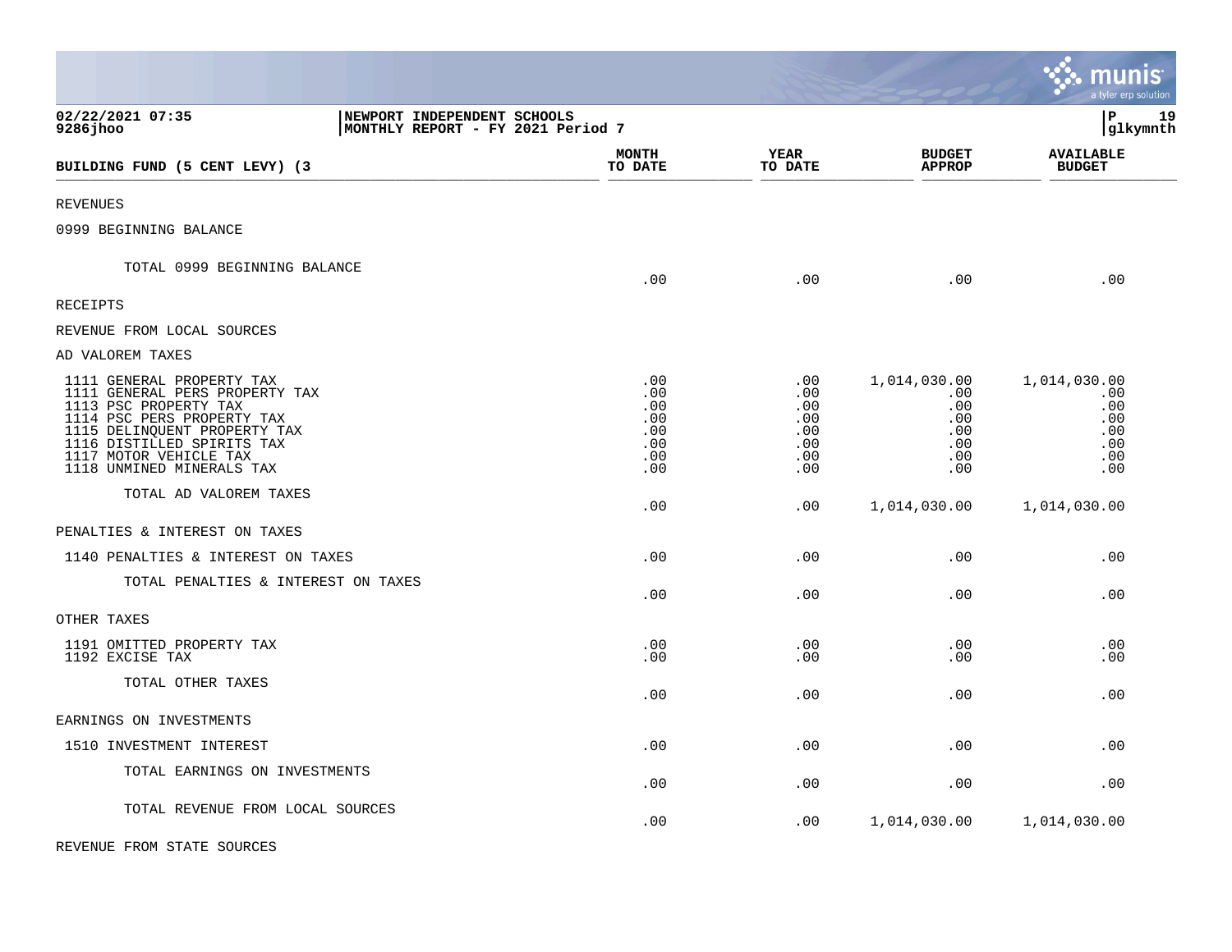02/22/2021 07:35 | NEWPORT INDEPENDENT SCHOOLS | P 19
9286jhoo | MONTHLY REPORT - FY 2021 Period 7 | glkymnth

| BUILDING FUND (5 CENT LEVY) (3 | MONTH TO DATE | YEAR TO DATE | BUDGET APPROP | AVAILABLE BUDGET |
|---|---|---|---|---|
| REVENUES | | | | |
| 0999 BEGINNING BALANCE | | | | |
| TOTAL 0999 BEGINNING BALANCE | .00 | .00 | .00 | .00 |
| RECEIPTS | | | | |
| REVENUE FROM LOCAL SOURCES | | | | |
| AD VALOREM TAXES | | | | |
| 1111 GENERAL PROPERTY TAX | .00 | .00 | 1,014,030.00 | 1,014,030.00 |
| 1111 GENERAL PERS PROPERTY TAX | .00 | .00 | .00 | .00 |
| 1113 PSC PROPERTY TAX | .00 | .00 | .00 | .00 |
| 1114 PSC PERS PROPERTY TAX | .00 | .00 | .00 | .00 |
| 1115 DELINQUENT PROPERTY TAX | .00 | .00 | .00 | .00 |
| 1116 DISTILLED SPIRITS TAX | .00 | .00 | .00 | .00 |
| 1117 MOTOR VEHICLE TAX | .00 | .00 | .00 | .00 |
| 1118 UNMINED MINERALS TAX | .00 | .00 | .00 | .00 |
| TOTAL AD VALOREM TAXES | .00 | .00 | 1,014,030.00 | 1,014,030.00 |
| PENALTIES & INTEREST ON TAXES | | | | |
| 1140 PENALTIES & INTEREST ON TAXES | .00 | .00 | .00 | .00 |
| TOTAL PENALTIES & INTEREST ON TAXES | .00 | .00 | .00 | .00 |
| OTHER TAXES | | | | |
| 1191 OMITTED PROPERTY TAX | .00 | .00 | .00 | .00 |
| 1192 EXCISE TAX | .00 | .00 | .00 | .00 |
| TOTAL OTHER TAXES | .00 | .00 | .00 | .00 |
| EARNINGS ON INVESTMENTS | | | | |
| 1510 INVESTMENT INTEREST | .00 | .00 | .00 | .00 |
| TOTAL EARNINGS ON INVESTMENTS | .00 | .00 | .00 | .00 |
| TOTAL REVENUE FROM LOCAL SOURCES | .00 | .00 | 1,014,030.00 | 1,014,030.00 |
| REVENUE FROM STATE SOURCES | | | | |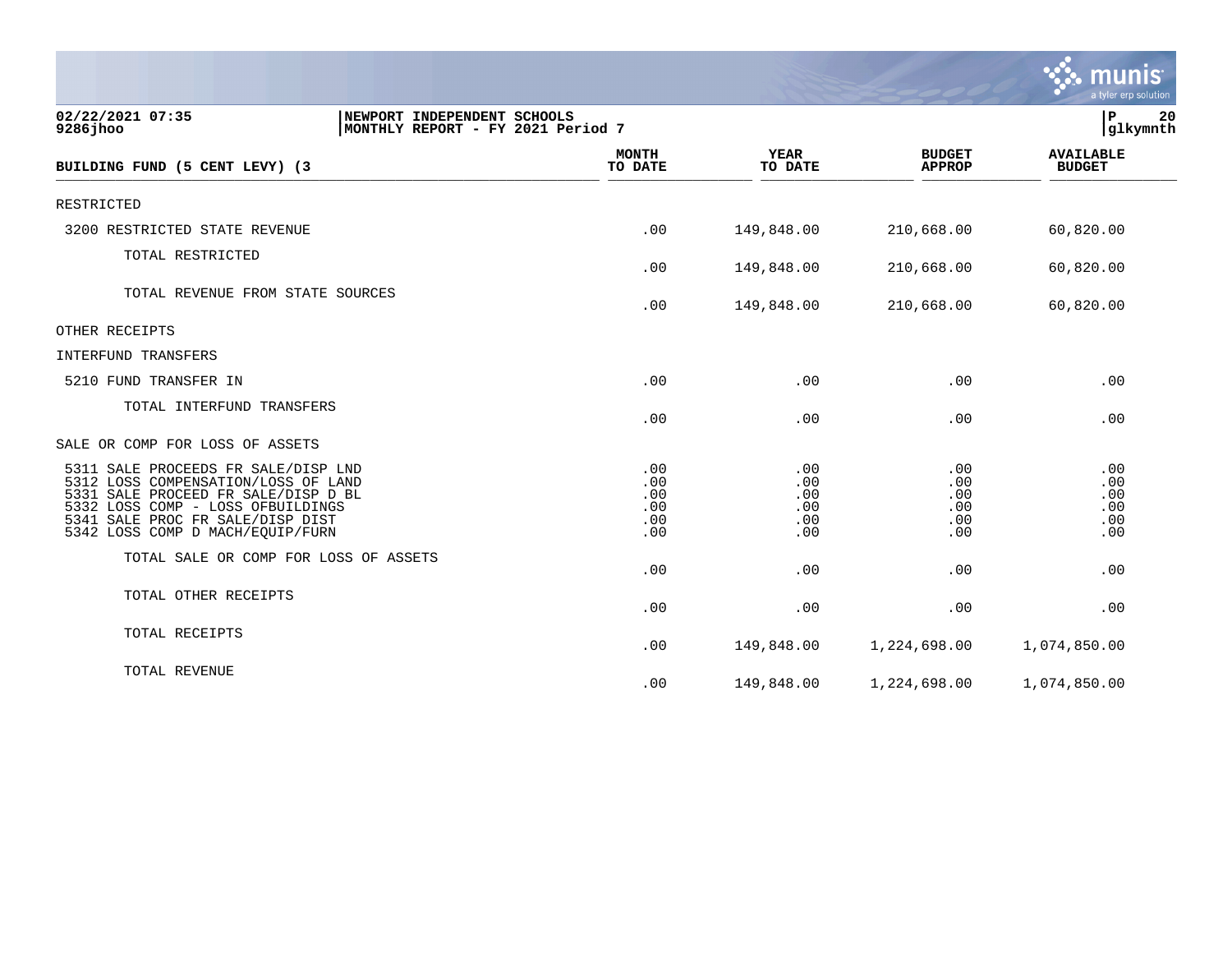02/22/2021 07:35
9286jhoo

NEWPORT INDEPENDENT SCHOOLS
MONTHLY REPORT - FY 2021 Period 7

| BUILDING FUND (5 CENT LEVY) (3 | MONTH TO DATE | YEAR TO DATE | BUDGET APPROP | AVAILABLE BUDGET |
|---|---|---|---|---|
| RESTRICTED | | | | |
| 3200 RESTRICTED STATE REVENUE | .00 | 149,848.00 | 210,668.00 | 60,820.00 |
| TOTAL RESTRICTED | .00 | 149,848.00 | 210,668.00 | 60,820.00 |
| TOTAL REVENUE FROM STATE SOURCES | .00 | 149,848.00 | 210,668.00 | 60,820.00 |
| OTHER RECEIPTS | | | | |
| INTERFUND TRANSFERS | | | | |
| 5210 FUND TRANSFER IN | .00 | .00 | .00 | .00 |
| TOTAL INTERFUND TRANSFERS | .00 | .00 | .00 | .00 |
| SALE OR COMP FOR LOSS OF ASSETS | | | | |
| 5311 SALE PROCEEDS FR SALE/DISP LND | .00 | .00 | .00 | .00 |
| 5312 LOSS COMPENSATION/LOSS OF LAND | .00 | .00 | .00 | .00 |
| 5331 SALE PROCEED FR SALE/DISP D BL | .00 | .00 | .00 | .00 |
| 5332 LOSS COMP - LOSS OFBUILDINGS | .00 | .00 | .00 | .00 |
| 5341 SALE PROC FR SALE/DISP DIST | .00 | .00 | .00 | .00 |
| 5342 LOSS COMP D MACH/EQUIP/FURN | .00 | .00 | .00 | .00 |
| TOTAL SALE OR COMP FOR LOSS OF ASSETS | .00 | .00 | .00 | .00 |
| TOTAL OTHER RECEIPTS | .00 | .00 | .00 | .00 |
| TOTAL RECEIPTS | .00 | 149,848.00 | 1,224,698.00 | 1,074,850.00 |
| TOTAL REVENUE | .00 | 149,848.00 | 1,224,698.00 | 1,074,850.00 |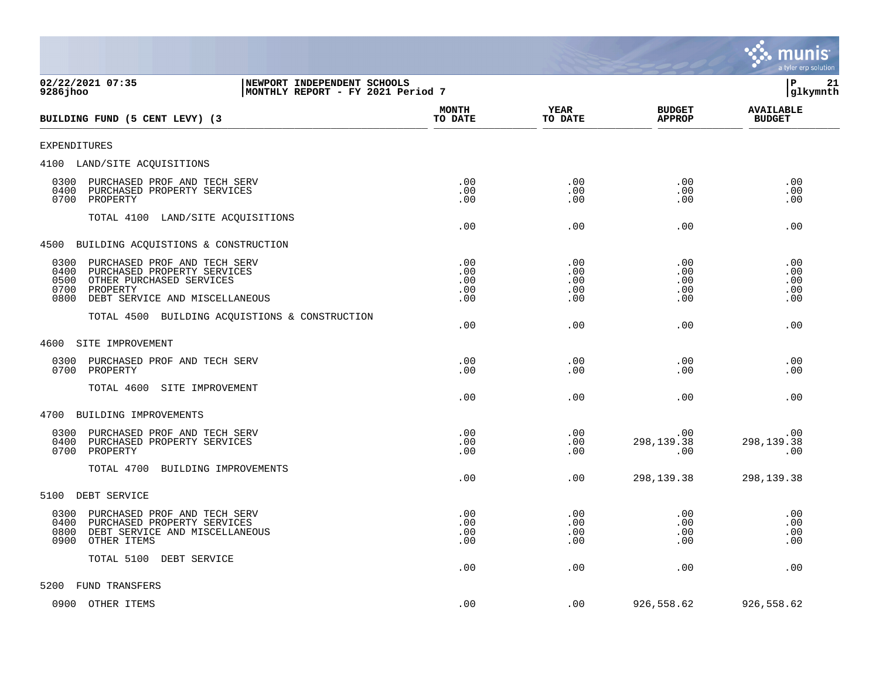02/22/2021 07:35
9286jhoo

NEWPORT INDEPENDENT SCHOOLS
MONTHLY REPORT - FY 2021 Period 7

P 21
glkymnth

| BUILDING FUND (5 CENT LEVY) (3 | MONTH TO DATE | YEAR TO DATE | BUDGET APPROP | AVAILABLE BUDGET |
|---|---|---|---|---|
| EXPENDITURES | | | | |
| 4100 LAND/SITE ACQUISITIONS | | | | |
| 0300 PURCHASED PROF AND TECH SERV | .00 | .00 | .00 | .00 |
| 0400 PURCHASED PROPERTY SERVICES | .00 | .00 | .00 | .00 |
| 0700 PROPERTY | .00 | .00 | .00 | .00 |
| TOTAL 4100 LAND/SITE ACQUISITIONS | .00 | .00 | .00 | .00 |
| 4500 BUILDING ACQUISTIONS & CONSTRUCTION | | | | |
| 0300 PURCHASED PROF AND TECH SERV | .00 | .00 | .00 | .00 |
| 0400 PURCHASED PROPERTY SERVICES | .00 | .00 | .00 | .00 |
| 0500 OTHER PURCHASED SERVICES | .00 | .00 | .00 | .00 |
| 0700 PROPERTY | .00 | .00 | .00 | .00 |
| 0800 DEBT SERVICE AND MISCELLANEOUS | .00 | .00 | .00 | .00 |
| TOTAL 4500 BUILDING ACQUISTIONS & CONSTRUCTION | .00 | .00 | .00 | .00 |
| 4600 SITE IMPROVEMENT | | | | |
| 0300 PURCHASED PROF AND TECH SERV | .00 | .00 | .00 | .00 |
| 0700 PROPERTY | .00 | .00 | .00 | .00 |
| TOTAL 4600 SITE IMPROVEMENT | .00 | .00 | .00 | .00 |
| 4700 BUILDING IMPROVEMENTS | | | | |
| 0300 PURCHASED PROF AND TECH SERV | .00 | .00 | .00 | .00 |
| 0400 PURCHASED PROPERTY SERVICES | .00 | .00 | 298,139.38 | 298,139.38 |
| 0700 PROPERTY | .00 | .00 | .00 | .00 |
| TOTAL 4700 BUILDING IMPROVEMENTS | .00 | .00 | 298,139.38 | 298,139.38 |
| 5100 DEBT SERVICE | | | | |
| 0300 PURCHASED PROF AND TECH SERV | .00 | .00 | .00 | .00 |
| 0400 PURCHASED PROPERTY SERVICES | .00 | .00 | .00 | .00 |
| 0800 DEBT SERVICE AND MISCELLANEOUS | .00 | .00 | .00 | .00 |
| 0900 OTHER ITEMS | .00 | .00 | .00 | .00 |
| TOTAL 5100 DEBT SERVICE | .00 | .00 | .00 | .00 |
| 5200 FUND TRANSFERS | | | | |
| 0900 OTHER ITEMS | .00 | .00 | 926,558.62 | 926,558.62 |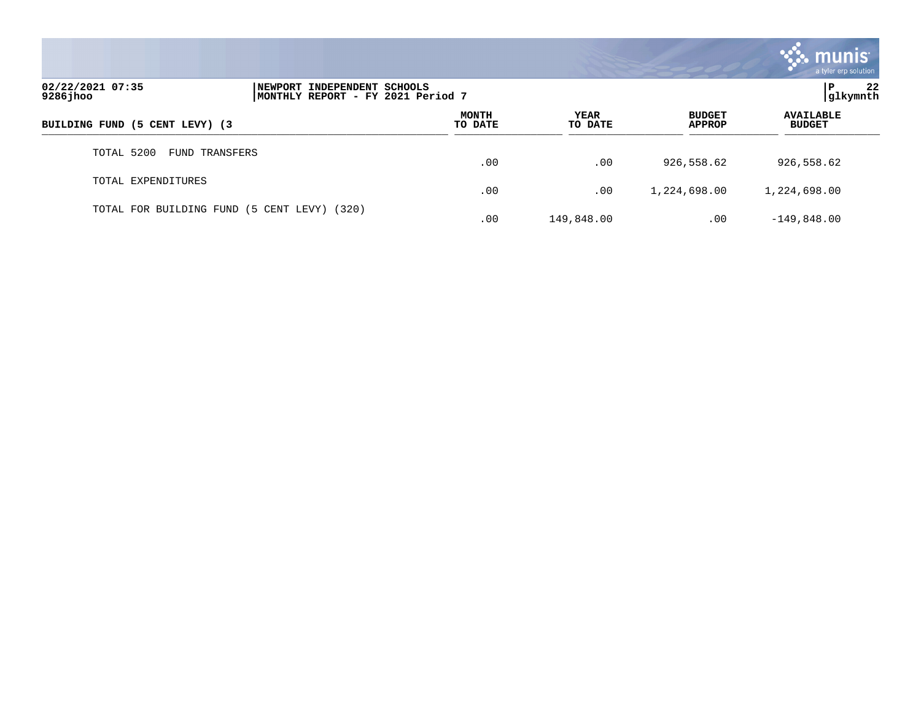| BUILDING FUND (5 CENT LEVY) (3 | MONTH TO DATE | YEAR TO DATE | BUDGET APPROP | AVAILABLE BUDGET |
|---|---|---|---|---|
| TOTAL 5200 FUND TRANSFERS | .00 | .00 | 926,558.62 | 926,558.62 |
| TOTAL EXPENDITURES | .00 | .00 | 1,224,698.00 | 1,224,698.00 |
| TOTAL FOR BUILDING FUND (5 CENT LEVY) (320) | .00 | 149,848.00 | .00 | -149,848.00 |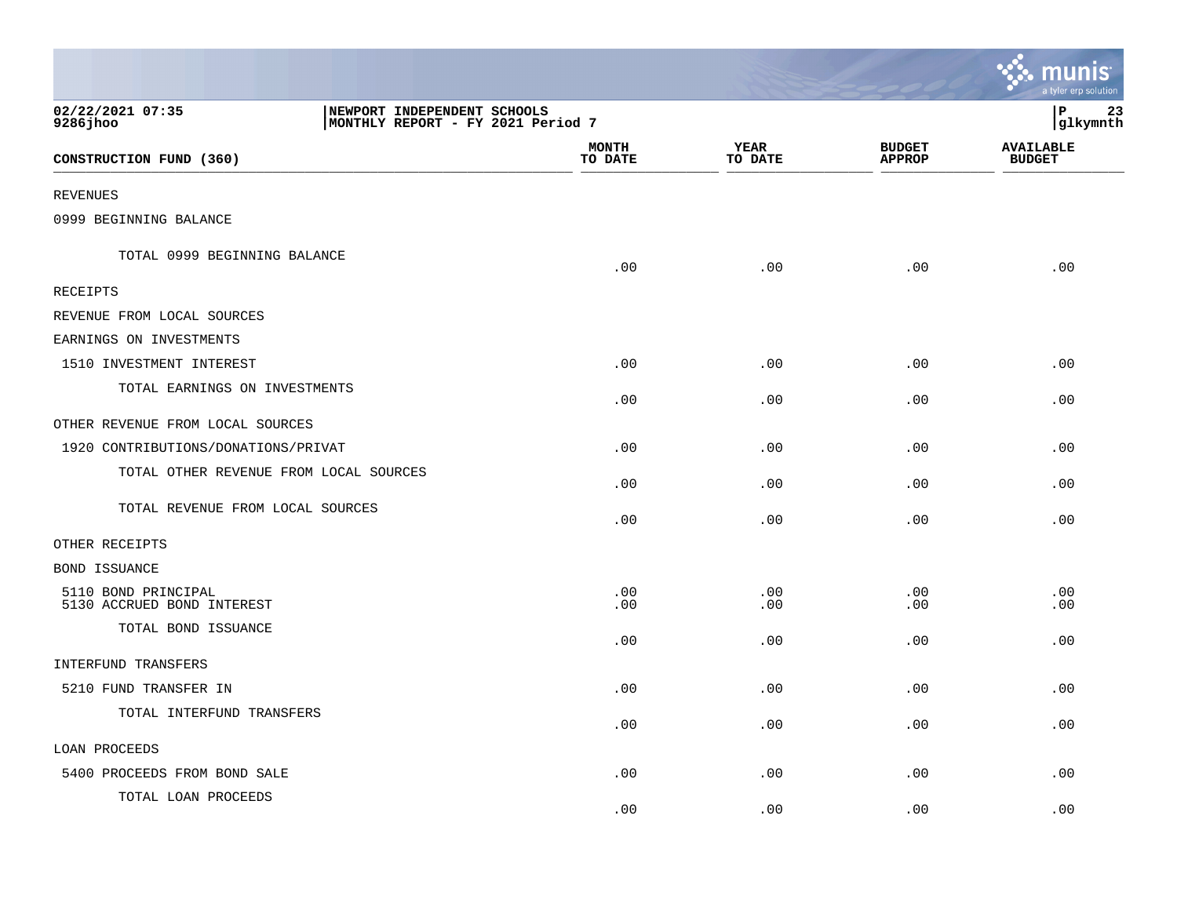02/22/2021 07:35
9286jhoo

NEWPORT INDEPENDENT SCHOOLS
MONTHLY REPORT - FY 2021 Period 7

P 23
glkymnth

| CONSTRUCTION FUND (360) | MONTH TO DATE | YEAR TO DATE | BUDGET APPROP | AVAILABLE BUDGET |
|---|---|---|---|---|
| REVENUES | | | | |
| 0999 BEGINNING BALANCE | | | | |
| TOTAL 0999 BEGINNING BALANCE | .00 | .00 | .00 | .00 |
| RECEIPTS | | | | |
| REVENUE FROM LOCAL SOURCES | | | | |
| EARNINGS ON INVESTMENTS | | | | |
| 1510 INVESTMENT INTEREST | .00 | .00 | .00 | .00 |
| TOTAL EARNINGS ON INVESTMENTS | .00 | .00 | .00 | .00 |
| OTHER REVENUE FROM LOCAL SOURCES | | | | |
| 1920 CONTRIBUTIONS/DONATIONS/PRIVAT | .00 | .00 | .00 | .00 |
| TOTAL OTHER REVENUE FROM LOCAL SOURCES | .00 | .00 | .00 | .00 |
| TOTAL REVENUE FROM LOCAL SOURCES | .00 | .00 | .00 | .00 |
| OTHER RECEIPTS | | | | |
| BOND ISSUANCE | | | | |
| 5110 BOND PRINCIPAL | .00 | .00 | .00 | .00 |
| 5130 ACCRUED BOND INTEREST | .00 | .00 | .00 | .00 |
| TOTAL BOND ISSUANCE | .00 | .00 | .00 | .00 |
| INTERFUND TRANSFERS | | | | |
| 5210 FUND TRANSFER IN | .00 | .00 | .00 | .00 |
| TOTAL INTERFUND TRANSFERS | .00 | .00 | .00 | .00 |
| LOAN PROCEEDS | | | | |
| 5400 PROCEEDS FROM BOND SALE | .00 | .00 | .00 | .00 |
| TOTAL LOAN PROCEEDS | .00 | .00 | .00 | .00 |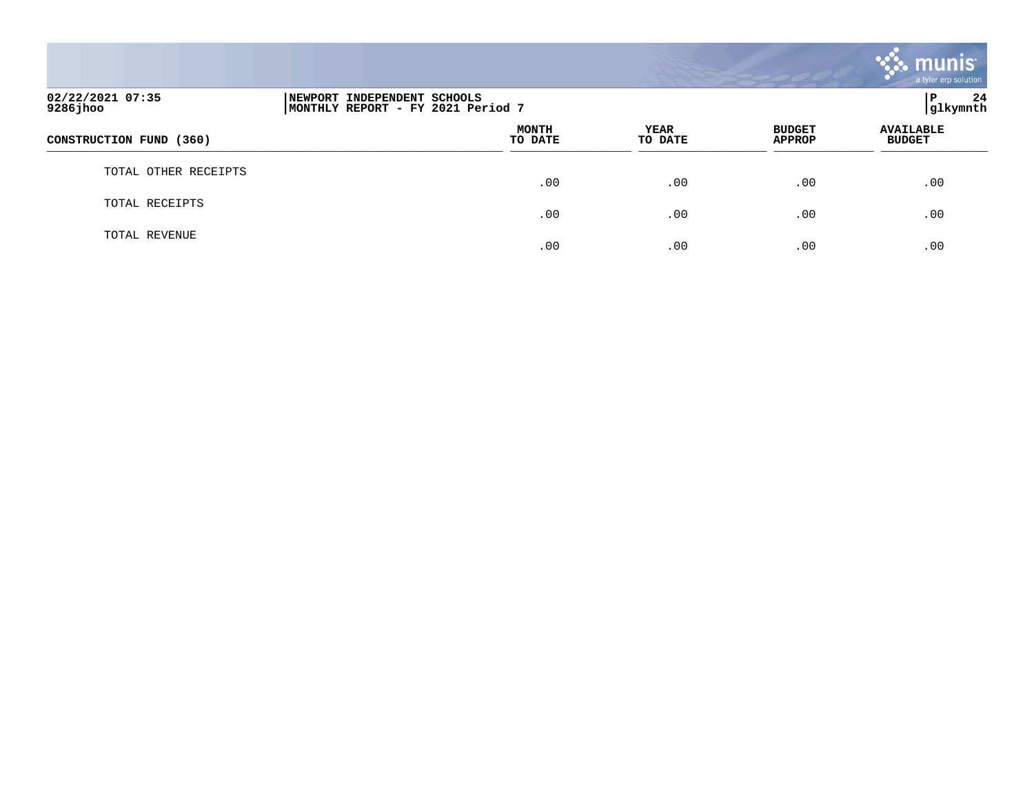| CONSTRUCTION FUND (360) | MONTH TO DATE | YEAR TO DATE | BUDGET APPROP | AVAILABLE BUDGET |
|---|---|---|---|---|
| TOTAL OTHER RECEIPTS | .00 | .00 | .00 | .00 |
| TOTAL RECEIPTS | .00 | .00 | .00 | .00 |
| TOTAL REVENUE | .00 | .00 | .00 | .00 |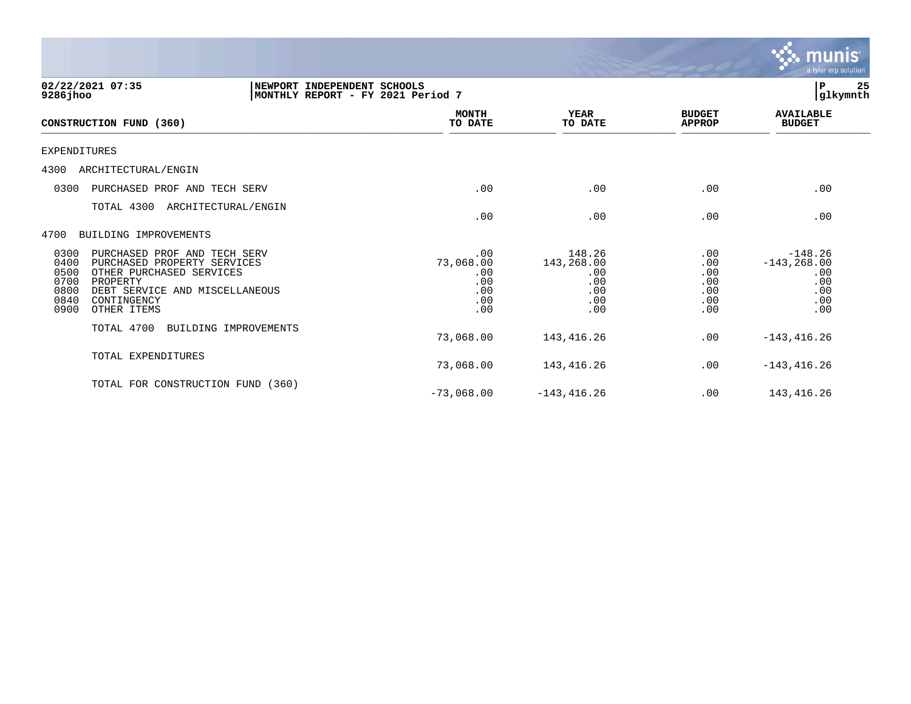02/22/2021 07:35 | NEWPORT INDEPENDENT SCHOOLS | P 25
9286jhoo | MONTHLY REPORT - FY 2021 Period 7 | glkymnth

| CONSTRUCTION FUND (360) | MONTH TO DATE | YEAR TO DATE | BUDGET APPROP | AVAILABLE BUDGET |
|---|---|---|---|---|
| EXPENDITURES | | | | |
| 4300 ARCHITECTURAL/ENGIN | | | | |
| 0300 PURCHASED PROF AND TECH SERV | .00 | .00 | .00 | .00 |
| TOTAL 4300 ARCHITECTURAL/ENGIN | .00 | .00 | .00 | .00 |
| 4700 BUILDING IMPROVEMENTS | | | | |
| 0300 PURCHASED PROF AND TECH SERV | .00 | 148.26 | .00 | -148.26 |
| 0400 PURCHASED PROPERTY SERVICES | 73,068.00 | 143,268.00 | .00 | -143,268.00 |
| 0500 OTHER PURCHASED SERVICES | .00 | .00 | .00 | .00 |
| 0700 PROPERTY | .00 | .00 | .00 | .00 |
| 0800 DEBT SERVICE AND MISCELLANEOUS | .00 | .00 | .00 | .00 |
| 0840 CONTINGENCY | .00 | .00 | .00 | .00 |
| 0900 OTHER ITEMS | .00 | .00 | .00 | .00 |
| TOTAL 4700 BUILDING IMPROVEMENTS | 73,068.00 | 143,416.26 | .00 | -143,416.26 |
| TOTAL EXPENDITURES | 73,068.00 | 143,416.26 | .00 | -143,416.26 |
| TOTAL FOR CONSTRUCTION FUND (360) | -73,068.00 | -143,416.26 | .00 | 143,416.26 |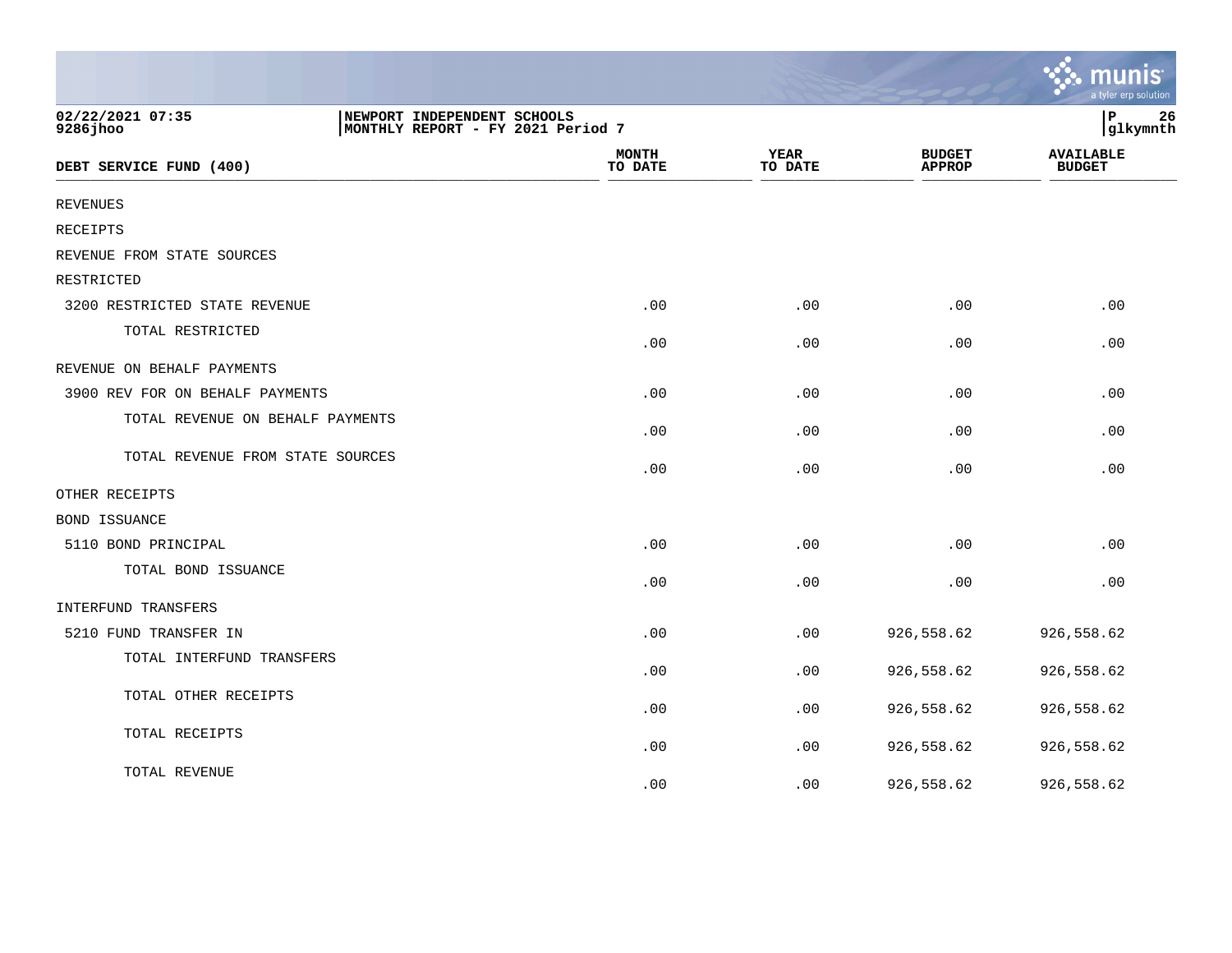02/22/2021 07:35
9286jhoo

NEWPORT INDEPENDENT SCHOOLS
MONTHLY REPORT - FY 2021 Period 7

P 26
glkymnth

| DEBT SERVICE FUND (400) | MONTH TO DATE | YEAR TO DATE | BUDGET APPROP | AVAILABLE BUDGET |
|---|---|---|---|---|
| REVENUES | | | | |
| RECEIPTS | | | | |
| REVENUE FROM STATE SOURCES | | | | |
| RESTRICTED | | | | |
| 3200 RESTRICTED STATE REVENUE | .00 | .00 | .00 | .00 |
| TOTAL RESTRICTED | .00 | .00 | .00 | .00 |
| REVENUE ON BEHALF PAYMENTS | | | | |
| 3900 REV FOR ON BEHALF PAYMENTS | .00 | .00 | .00 | .00 |
| TOTAL REVENUE ON BEHALF PAYMENTS | .00 | .00 | .00 | .00 |
| TOTAL REVENUE FROM STATE SOURCES | .00 | .00 | .00 | .00 |
| OTHER RECEIPTS | | | | |
| BOND ISSUANCE | | | | |
| 5110 BOND PRINCIPAL | .00 | .00 | .00 | .00 |
| TOTAL BOND ISSUANCE | .00 | .00 | .00 | .00 |
| INTERFUND TRANSFERS | | | | |
| 5210 FUND TRANSFER IN | .00 | .00 | 926,558.62 | 926,558.62 |
| TOTAL INTERFUND TRANSFERS | .00 | .00 | 926,558.62 | 926,558.62 |
| TOTAL OTHER RECEIPTS | .00 | .00 | 926,558.62 | 926,558.62 |
| TOTAL RECEIPTS | .00 | .00 | 926,558.62 | 926,558.62 |
| TOTAL REVENUE | .00 | .00 | 926,558.62 | 926,558.62 |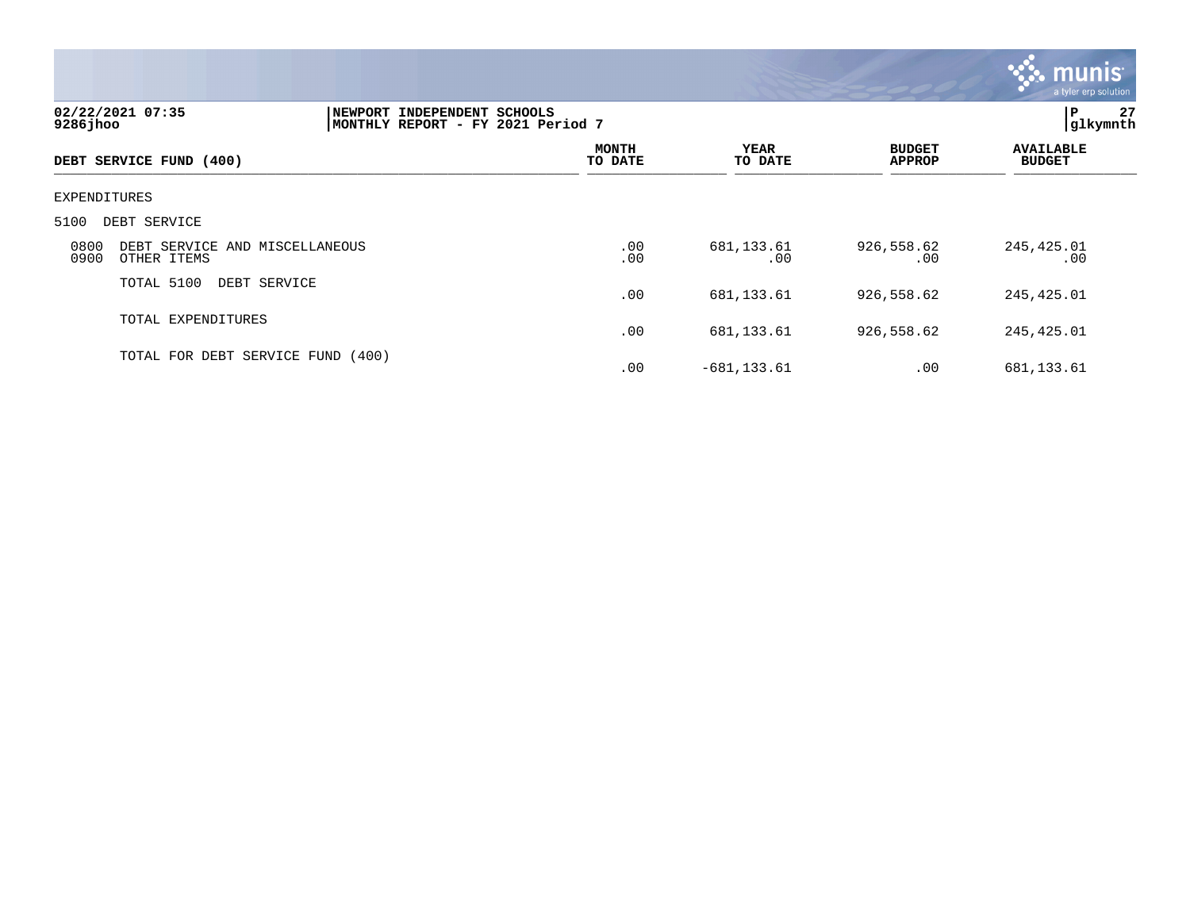02/22/2021 07:35 | NEWPORT INDEPENDENT SCHOOLS
9286jhoo | MONTHLY REPORT - FY 2021 Period 7

| DEBT SERVICE FUND (400) | MONTH TO DATE | YEAR TO DATE | BUDGET APPROP | AVAILABLE BUDGET |
|---|---|---|---|---|
| EXPENDITURES | | | | |
| 5100 DEBT SERVICE | | | | |
| 0800 DEBT SERVICE AND MISCELLANEOUS | .00 | 681,133.61 | 926,558.62 | 245,425.01 |
| 0900 OTHER ITEMS | .00 | .00 | .00 | .00 |
| TOTAL 5100 DEBT SERVICE | .00 | 681,133.61 | 926,558.62 | 245,425.01 |
| TOTAL EXPENDITURES | .00 | 681,133.61 | 926,558.62 | 245,425.01 |
| TOTAL FOR DEBT SERVICE FUND (400) | .00 | -681,133.61 | .00 | 681,133.61 |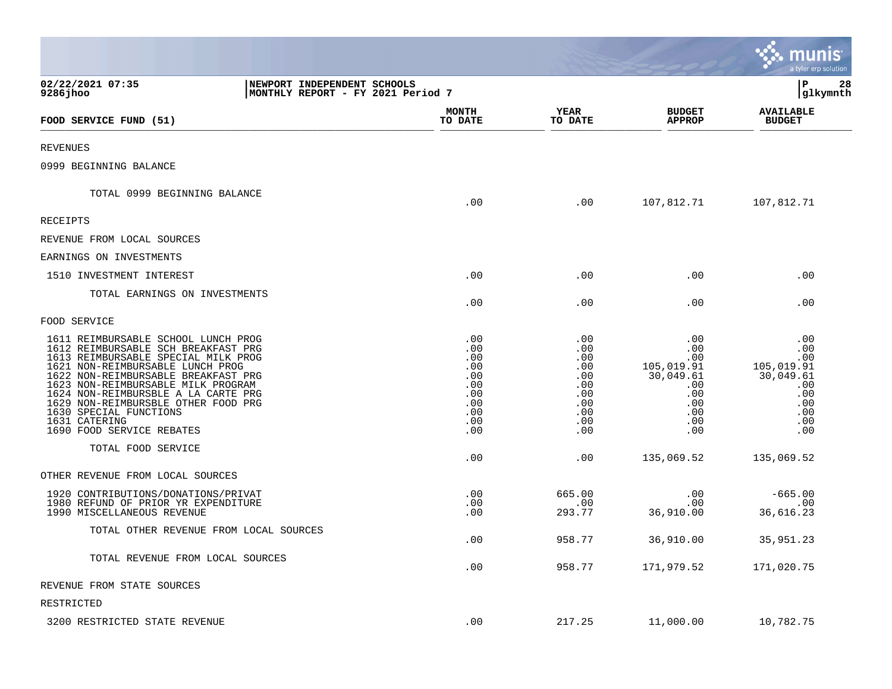**02/22/2021 07:35**
**9286jhoo**

**NEWPORT INDEPENDENT SCHOOLS**
**MONTHLY REPORT - FY 2021 Period 7**

| FOOD SERVICE FUND (51) | MONTH TO DATE | YEAR TO DATE | BUDGET APPROP | AVAILABLE BUDGET |
|---|---|---|---|---|
| REVENUES | | | | |
| 0999 BEGINNING BALANCE | | | | |
| TOTAL 0999 BEGINNING BALANCE | .00 | .00 | 107,812.71 | 107,812.71 |
| RECEIPTS | | | | |
| REVENUE FROM LOCAL SOURCES | | | | |
| EARNINGS ON INVESTMENTS | | | | |
| 1510 INVESTMENT INTEREST | .00 | .00 | .00 | .00 |
| TOTAL EARNINGS ON INVESTMENTS | .00 | .00 | .00 | .00 |
| FOOD SERVICE | | | | |
| 1611 REIMBURSABLE SCHOOL LUNCH PROG | .00 | .00 | .00 | .00 |
| 1612 REIMBURSABLE SCH BREAKFAST PRG | .00 | .00 | .00 | .00 |
| 1613 REIMBURSABLE SPECIAL MILK PROG | .00 | .00 | .00 | .00 |
| 1621 NON-REIMBURSABLE LUNCH PROG | .00 | .00 | 105,019.91 | 105,019.91 |
| 1622 NON-REIMBURSABLE BREAKFAST PRG | .00 | .00 | 30,049.61 | 30,049.61 |
| 1623 NON-REIMBURSABLE MILK PROGRAM | .00 | .00 | .00 | .00 |
| 1624 NON-REIMBURSBLE A LA CARTE PRG | .00 | .00 | .00 | .00 |
| 1629 NON-REIMBURSBLE OTHER FOOD PRG | .00 | .00 | .00 | .00 |
| 1630 SPECIAL FUNCTIONS | .00 | .00 | .00 | .00 |
| 1631 CATERING | .00 | .00 | .00 | .00 |
| 1690 FOOD SERVICE REBATES | .00 | .00 | .00 | .00 |
| TOTAL FOOD SERVICE | .00 | .00 | 135,069.52 | 135,069.52 |
| OTHER REVENUE FROM LOCAL SOURCES | | | | |
| 1920 CONTRIBUTIONS/DONATIONS/PRIVAT | .00 | 665.00 | .00 | -665.00 |
| 1980 REFUND OF PRIOR YR EXPENDITURE | .00 | .00 | .00 | .00 |
| 1990 MISCELLANEOUS REVENUE | .00 | 293.77 | 36,910.00 | 36,616.23 |
| TOTAL OTHER REVENUE FROM LOCAL SOURCES | .00 | 958.77 | 36,910.00 | 35,951.23 |
| TOTAL REVENUE FROM LOCAL SOURCES | .00 | 958.77 | 171,979.52 | 171,020.75 |
| REVENUE FROM STATE SOURCES | | | | |
| RESTRICTED | | | | |
| 3200 RESTRICTED STATE REVENUE | .00 | 217.25 | 11,000.00 | 10,782.75 |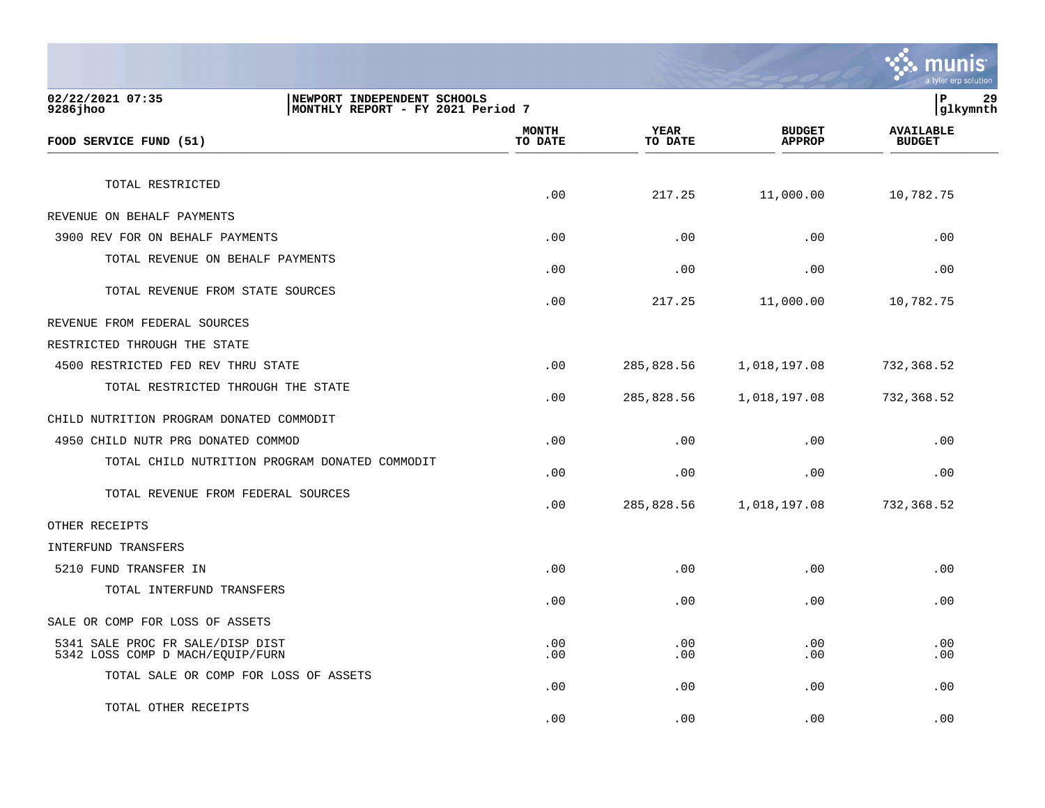**NEWPORT INDEPENDENT SCHOOLS**
**MONTHLY REPORT - FY 2021 Period 7**

| FOOD SERVICE FUND (51) | MONTH TO DATE | YEAR TO DATE | BUDGET APPROP | AVAILABLE BUDGET |
|---|---|---|---|---|
| TOTAL RESTRICTED | .00 | 217.25 | 11,000.00 | 10,782.75 |
| REVENUE ON BEHALF PAYMENTS | | | | |
| 3900 REV FOR ON BEHALF PAYMENTS | .00 | .00 | .00 | .00 |
| TOTAL REVENUE ON BEHALF PAYMENTS | .00 | .00 | .00 | .00 |
| TOTAL REVENUE FROM STATE SOURCES | .00 | 217.25 | 11,000.00 | 10,782.75 |
| REVENUE FROM FEDERAL SOURCES | | | | |
| RESTRICTED THROUGH THE STATE | | | | |
| 4500 RESTRICTED FED REV THRU STATE | .00 | 285,828.56 | 1,018,197.08 | 732,368.52 |
| TOTAL RESTRICTED THROUGH THE STATE | .00 | 285,828.56 | 1,018,197.08 | 732,368.52 |
| CHILD NUTRITION PROGRAM DONATED COMMODIT | | | | |
| 4950 CHILD NUTR PRG DONATED COMMOD | .00 | .00 | .00 | .00 |
| TOTAL CHILD NUTRITION PROGRAM DONATED COMMODIT | .00 | .00 | .00 | .00 |
| TOTAL REVENUE FROM FEDERAL SOURCES | .00 | 285,828.56 | 1,018,197.08 | 732,368.52 |
| OTHER RECEIPTS | | | | |
| INTERFUND TRANSFERS | | | | |
| 5210 FUND TRANSFER IN | .00 | .00 | .00 | .00 |
| TOTAL INTERFUND TRANSFERS | .00 | .00 | .00 | .00 |
| SALE OR COMP FOR LOSS OF ASSETS | | | | |
| 5341 SALE PROC FR SALE/DISP DIST | .00 | .00 | .00 | .00 |
| 5342 LOSS COMP D MACH/EQUIP/FURN | .00 | .00 | .00 | .00 |
| TOTAL SALE OR COMP FOR LOSS OF ASSETS | .00 | .00 | .00 | .00 |
| TOTAL OTHER RECEIPTS | .00 | .00 | .00 | .00 |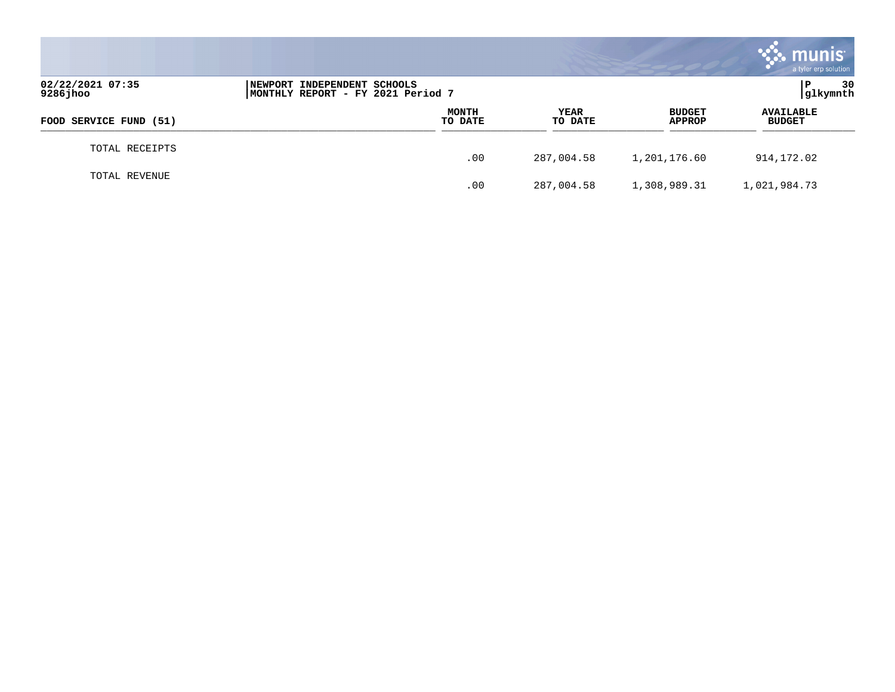| FOOD SERVICE FUND (51) | MONTH TO DATE | YEAR TO DATE | BUDGET APPROP | AVAILABLE BUDGET |
|---|---|---|---|---|
| TOTAL RECEIPTS | .00 | 287,004.58 | 1,201,176.60 | 914,172.02 |
| TOTAL REVENUE | .00 | 287,004.58 | 1,308,989.31 | 1,021,984.73 |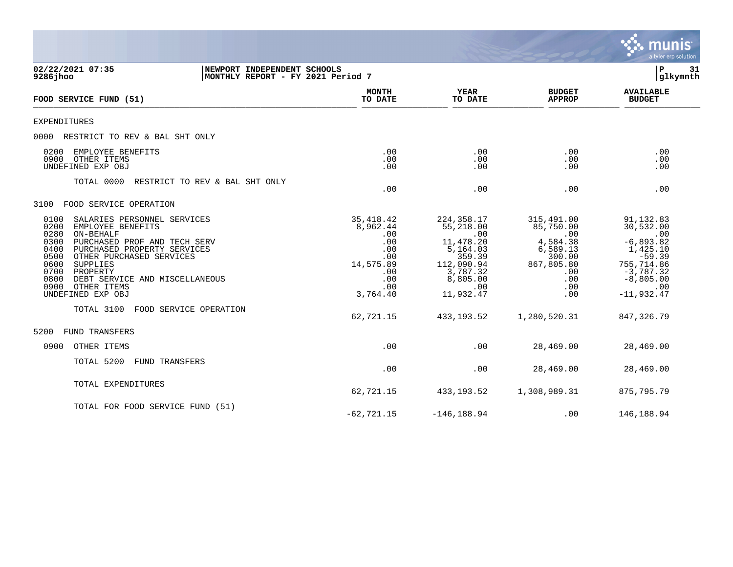**02/22/2021 07:35** | **NEWPORT INDEPENDENT SCHOOLS** | **P 31**
**9286jhoo** | **MONTHLY REPORT - FY 2021 Period 7** | **glkymnth**

| FOOD SERVICE FUND (51) | MONTH TO DATE | YEAR TO DATE | BUDGET APPROP | AVAILABLE BUDGET |
|---|---|---|---|---|
| EXPENDITURES | | | | |
| 0000 RESTRICT TO REV & BAL SHT ONLY | | | | |
| 0200 EMPLOYEE BENEFITS | .00 | .00 | .00 | .00 |
| 0900 OTHER ITEMS | .00 | .00 | .00 | .00 |
| UNDEFINED EXP OBJ | .00 | .00 | .00 | .00 |
| TOTAL 0000 RESTRICT TO REV & BAL SHT ONLY | .00 | .00 | .00 | .00 |
| 3100 FOOD SERVICE OPERATION | | | | |
| 0100 SALARIES PERSONNEL SERVICES | 35,418.42 | 224,358.17 | 315,491.00 | 91,132.83 |
| 0200 EMPLOYEE BENEFITS | 8,962.44 | 55,218.00 | 85,750.00 | 30,532.00 |
| 0280 ON-BEHALF | .00 | .00 | .00 | .00 |
| 0300 PURCHASED PROF AND TECH SERV | .00 | 11,478.20 | 4,584.38 | -6,893.82 |
| 0400 PURCHASED PROPERTY SERVICES | .00 | 5,164.03 | 6,589.13 | 1,425.10 |
| 0500 OTHER PURCHASED SERVICES | .00 | 359.39 | 300.00 | -59.39 |
| 0600 SUPPLIES | 14,575.89 | 112,090.94 | 867,805.80 | 755,714.86 |
| 0700 PROPERTY | .00 | 3,787.32 | .00 | -3,787.32 |
| 0800 DEBT SERVICE AND MISCELLANEOUS | .00 | 8,805.00 | .00 | -8,805.00 |
| 0900 OTHER ITEMS | .00 | .00 | .00 | .00 |
| UNDEFINED EXP OBJ | 3,764.40 | 11,932.47 | .00 | -11,932.47 |
| TOTAL 3100 FOOD SERVICE OPERATION | 62,721.15 | 433,193.52 | 1,280,520.31 | 847,326.79 |
| 5200 FUND TRANSFERS | | | | |
| 0900 OTHER ITEMS | .00 | .00 | 28,469.00 | 28,469.00 |
| TOTAL 5200 FUND TRANSFERS | .00 | .00 | 28,469.00 | 28,469.00 |
| TOTAL EXPENDITURES | 62,721.15 | 433,193.52 | 1,308,989.31 | 875,795.79 |
| TOTAL FOR FOOD SERVICE FUND (51) | -62,721.15 | -146,188.94 | .00 | 146,188.94 |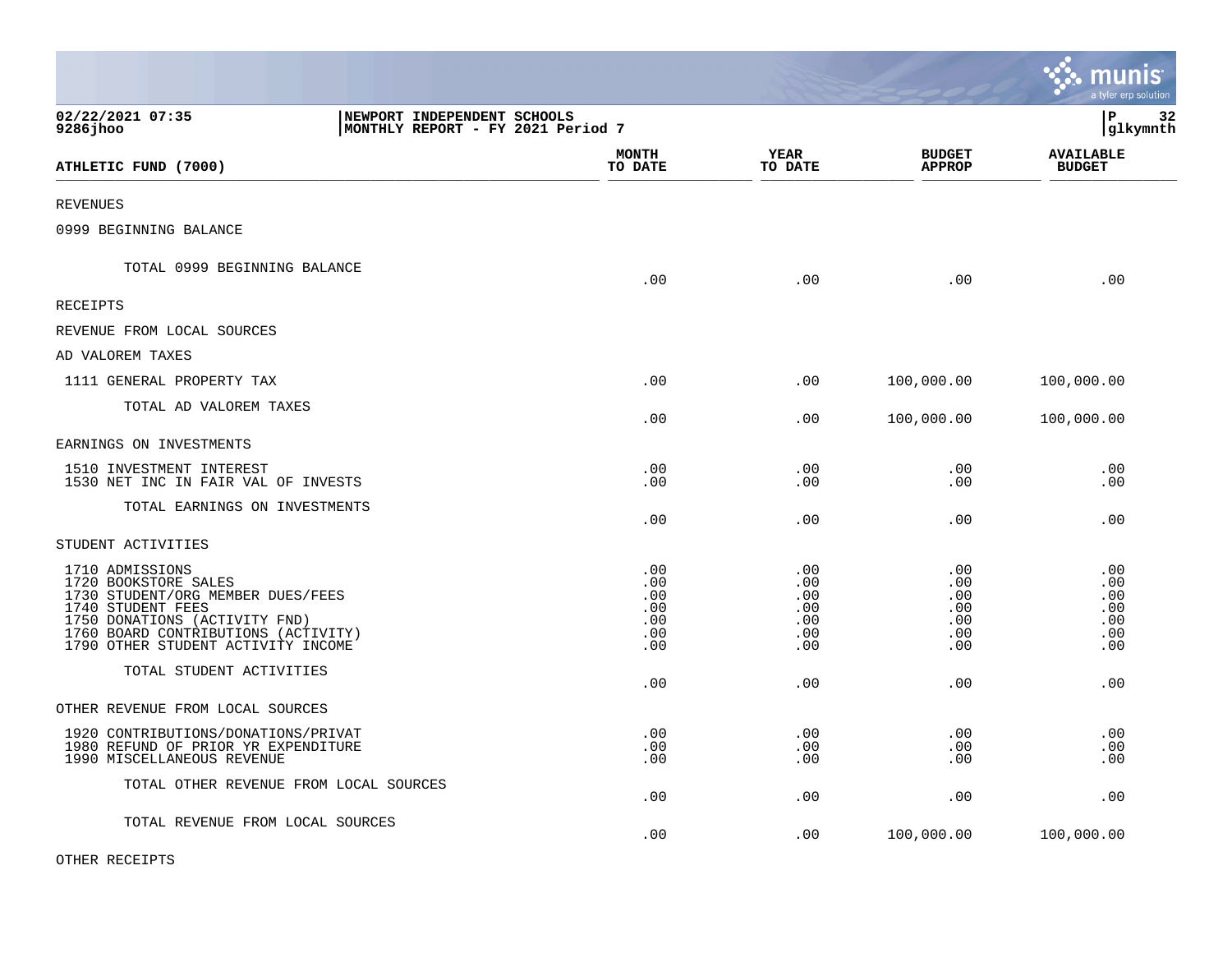02/22/2021 07:35 | NEWPORT INDEPENDENT SCHOOLS
9286jhoo | MONTHLY REPORT - FY 2021 Period 7

| ATHLETIC FUND (7000) | MONTH TO DATE | YEAR TO DATE | BUDGET APPROP | AVAILABLE BUDGET |
|---|---|---|---|---|
| REVENUES | | | | |
| 0999 BEGINNING BALANCE | | | | |
| TOTAL 0999 BEGINNING BALANCE | .00 | .00 | .00 | .00 |
| RECEIPTS | | | | |
| REVENUE FROM LOCAL SOURCES | | | | |
| AD VALOREM TAXES | | | | |
| 1111 GENERAL PROPERTY TAX | .00 | .00 | 100,000.00 | 100,000.00 |
| TOTAL AD VALOREM TAXES | .00 | .00 | 100,000.00 | 100,000.00 |
| EARNINGS ON INVESTMENTS | | | | |
| 1510 INVESTMENT INTEREST | .00 | .00 | .00 | .00 |
| 1530 NET INC IN FAIR VAL OF INVESTS | .00 | .00 | .00 | .00 |
| TOTAL EARNINGS ON INVESTMENTS | .00 | .00 | .00 | .00 |
| STUDENT ACTIVITIES | | | | |
| 1710 ADMISSIONS | .00 | .00 | .00 | .00 |
| 1720 BOOKSTORE SALES | .00 | .00 | .00 | .00 |
| 1730 STUDENT/ORG MEMBER DUES/FEES | .00 | .00 | .00 | .00 |
| 1740 STUDENT FEES | .00 | .00 | .00 | .00 |
| 1750 DONATIONS (ACTIVITY FND) | .00 | .00 | .00 | .00 |
| 1760 BOARD CONTRIBUTIONS (ACTIVITY) | .00 | .00 | .00 | .00 |
| 1790 OTHER STUDENT ACTIVITY INCOME | .00 | .00 | .00 | .00 |
| TOTAL STUDENT ACTIVITIES | .00 | .00 | .00 | .00 |
| OTHER REVENUE FROM LOCAL SOURCES | | | | |
| 1920 CONTRIBUTIONS/DONATIONS/PRIVAT | .00 | .00 | .00 | .00 |
| 1980 REFUND OF PRIOR YR EXPENDITURE | .00 | .00 | .00 | .00 |
| 1990 MISCELLANEOUS REVENUE | .00 | .00 | .00 | .00 |
| TOTAL OTHER REVENUE FROM LOCAL SOURCES | .00 | .00 | .00 | .00 |
| TOTAL REVENUE FROM LOCAL SOURCES | .00 | .00 | 100,000.00 | 100,000.00 |
| OTHER RECEIPTS | | | | |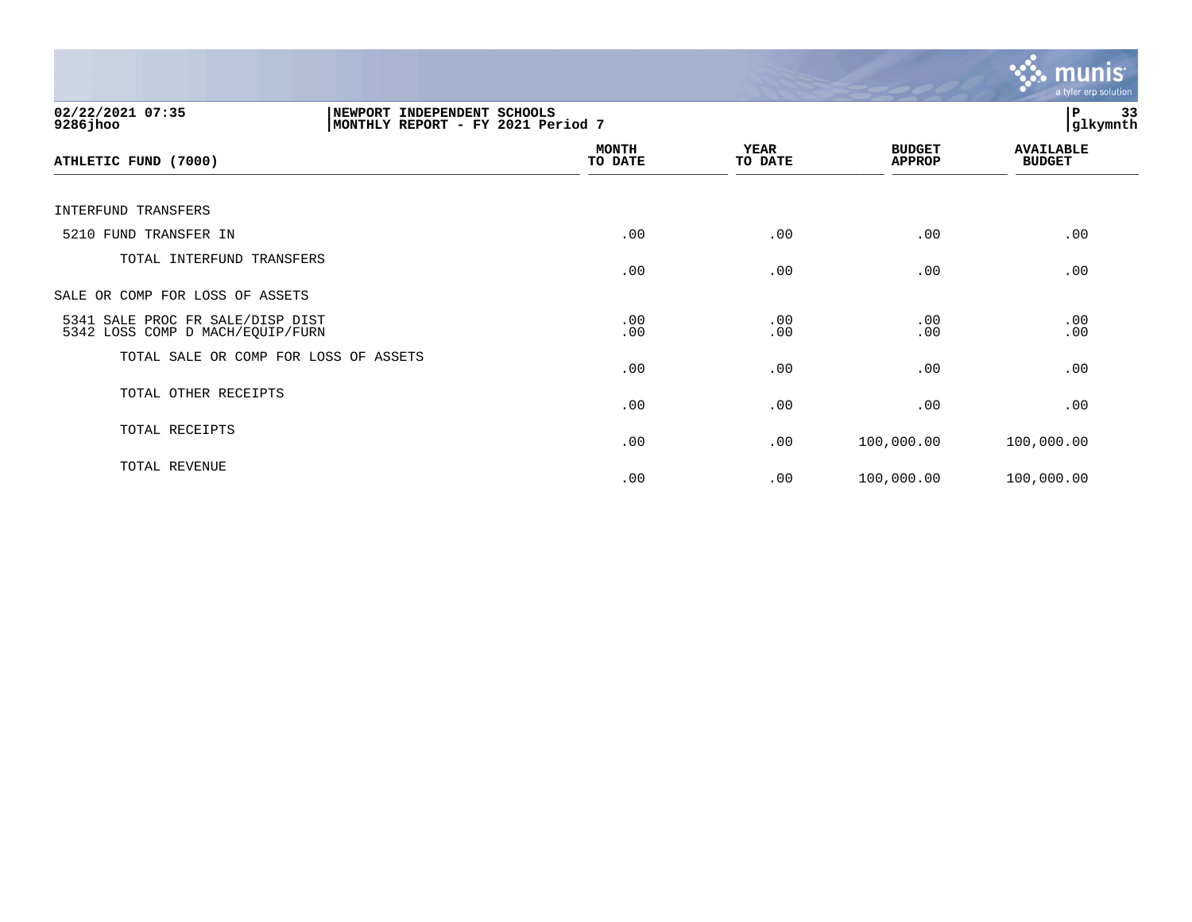02/22/2021 07:35 | NEWPORT INDEPENDENT SCHOOLS
9286jhoo | MONTHLY REPORT - FY 2021 Period 7

| ATHLETIC FUND (7000) | MONTH TO DATE | YEAR TO DATE | BUDGET APPROP | AVAILABLE BUDGET |
|---|---|---|---|---|
| INTERFUND TRANSFERS | | | | |
| 5210 FUND TRANSFER IN | .00 | .00 | .00 | .00 |
| TOTAL INTERFUND TRANSFERS | .00 | .00 | .00 | .00 |
| SALE OR COMP FOR LOSS OF ASSETS | | | | |
| 5341 SALE PROC FR SALE/DISP DIST | .00 | .00 | .00 | .00 |
| 5342 LOSS COMP D MACH/EQUIP/FURN | .00 | .00 | .00 | .00 |
| TOTAL SALE OR COMP FOR LOSS OF ASSETS | .00 | .00 | .00 | .00 |
| TOTAL OTHER RECEIPTS | .00 | .00 | .00 | .00 |
| TOTAL RECEIPTS | .00 | .00 | 100,000.00 | 100,000.00 |
| TOTAL REVENUE | .00 | .00 | 100,000.00 | 100,000.00 |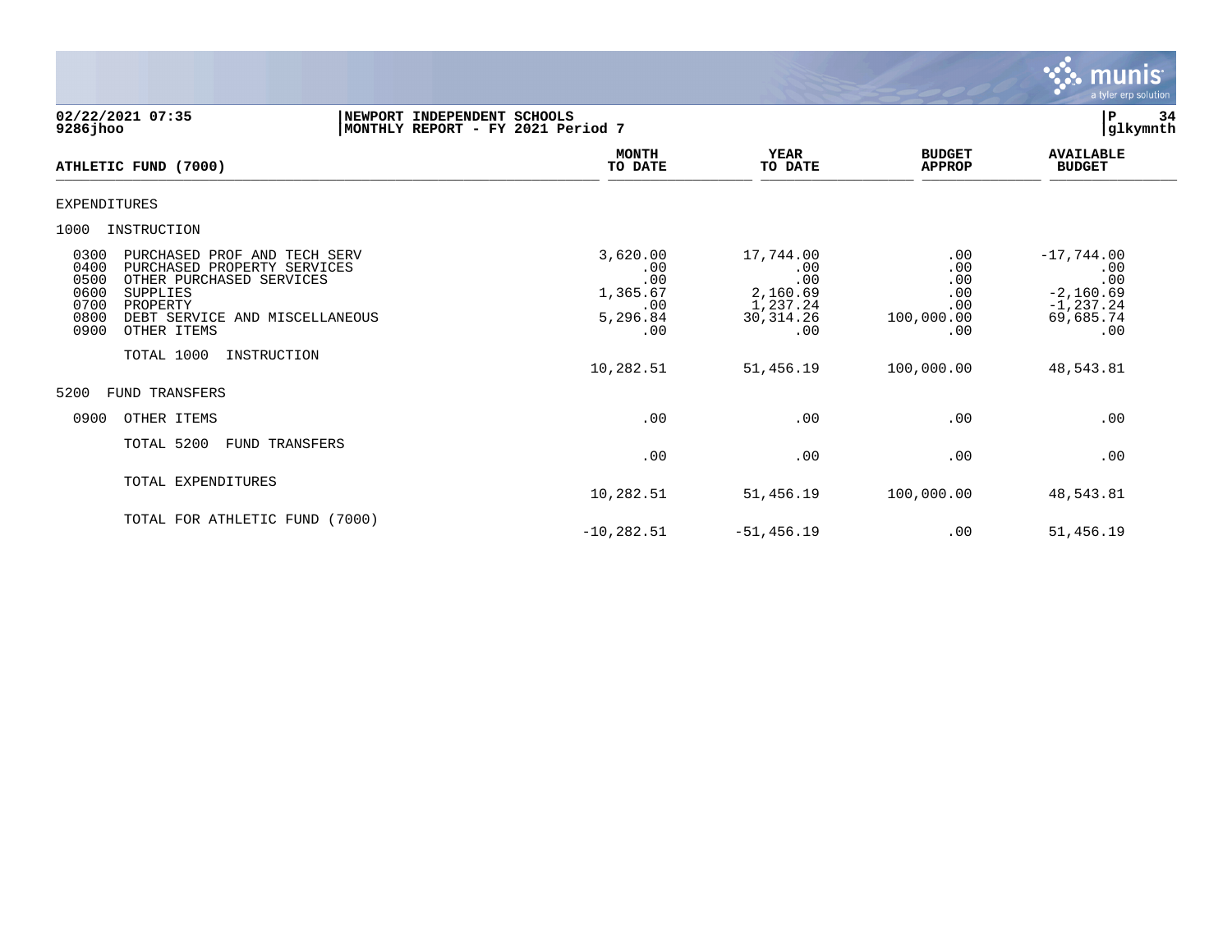02/22/2021 07:35 | NEWPORT INDEPENDENT SCHOOLS | P 34
9286jhoo | MONTHLY REPORT - FY 2021 Period 7 | glkymnth

| ATHLETIC FUND (7000) | MONTH TO DATE | YEAR TO DATE | BUDGET APPROP | AVAILABLE BUDGET |
|---|---|---|---|---|
| EXPENDITURES | | | | |
| 1000 INSTRUCTION | | | | |
| 0300 PURCHASED PROF AND TECH SERV | 3,620.00 | 17,744.00 | .00 | -17,744.00 |
| 0400 PURCHASED PROPERTY SERVICES | .00 | .00 | .00 | .00 |
| 0500 OTHER PURCHASED SERVICES | .00 | .00 | .00 | .00 |
| 0600 SUPPLIES | 1,365.67 | 2,160.69 | .00 | -2,160.69 |
| 0700 PROPERTY | .00 | 1,237.24 | .00 | -1,237.24 |
| 0800 DEBT SERVICE AND MISCELLANEOUS | 5,296.84 | 30,314.26 | 100,000.00 | 69,685.74 |
| 0900 OTHER ITEMS | .00 | .00 | .00 | .00 |
| TOTAL 1000 INSTRUCTION | 10,282.51 | 51,456.19 | 100,000.00 | 48,543.81 |
| 5200 FUND TRANSFERS | | | | |
| 0900 OTHER ITEMS | .00 | .00 | .00 | .00 |
| TOTAL 5200 FUND TRANSFERS | .00 | .00 | .00 | .00 |
| TOTAL EXPENDITURES | 10,282.51 | 51,456.19 | 100,000.00 | 48,543.81 |
| TOTAL FOR ATHLETIC FUND (7000) | -10,282.51 | -51,456.19 | .00 | 51,456.19 |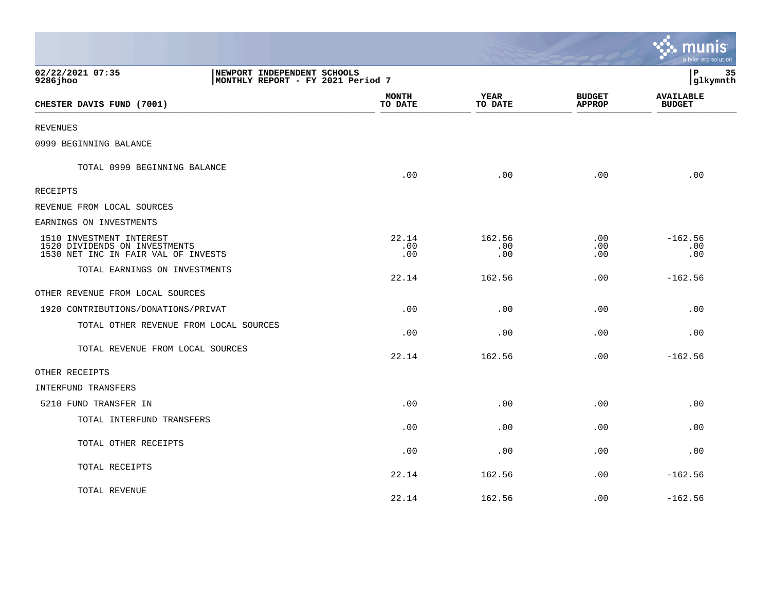02/22/2021 07:35 | NEWPORT INDEPENDENT SCHOOLS
9286jhoo | MONTHLY REPORT - FY 2021 Period 7

P 35
glkymnth

| CHESTER DAVIS FUND (7001) | MONTH TO DATE | YEAR TO DATE | BUDGET APPROP | AVAILABLE BUDGET |
|---|---|---|---|---|
| REVENUES | | | | |
| 0999 BEGINNING BALANCE | | | | |
| TOTAL 0999 BEGINNING BALANCE | .00 | .00 | .00 | .00 |
| RECEIPTS | | | | |
| REVENUE FROM LOCAL SOURCES | | | | |
| EARNINGS ON INVESTMENTS | | | | |
| 1510 INVESTMENT INTEREST | 22.14 | 162.56 | .00 | -162.56 |
| 1520 DIVIDENDS ON INVESTMENTS | .00 | .00 | .00 | .00 |
| 1530 NET INC IN FAIR VAL OF INVESTS | .00 | .00 | .00 | .00 |
| TOTAL EARNINGS ON INVESTMENTS | 22.14 | 162.56 | .00 | -162.56 |
| OTHER REVENUE FROM LOCAL SOURCES | | | | |
| 1920 CONTRIBUTIONS/DONATIONS/PRIVAT | .00 | .00 | .00 | .00 |
| TOTAL OTHER REVENUE FROM LOCAL SOURCES | .00 | .00 | .00 | .00 |
| TOTAL REVENUE FROM LOCAL SOURCES | 22.14 | 162.56 | .00 | -162.56 |
| OTHER RECEIPTS | | | | |
| INTERFUND TRANSFERS | | | | |
| 5210 FUND TRANSFER IN | .00 | .00 | .00 | .00 |
| TOTAL INTERFUND TRANSFERS | .00 | .00 | .00 | .00 |
| TOTAL OTHER RECEIPTS | .00 | .00 | .00 | .00 |
| TOTAL RECEIPTS | 22.14 | 162.56 | .00 | -162.56 |
| TOTAL REVENUE | 22.14 | 162.56 | .00 | -162.56 |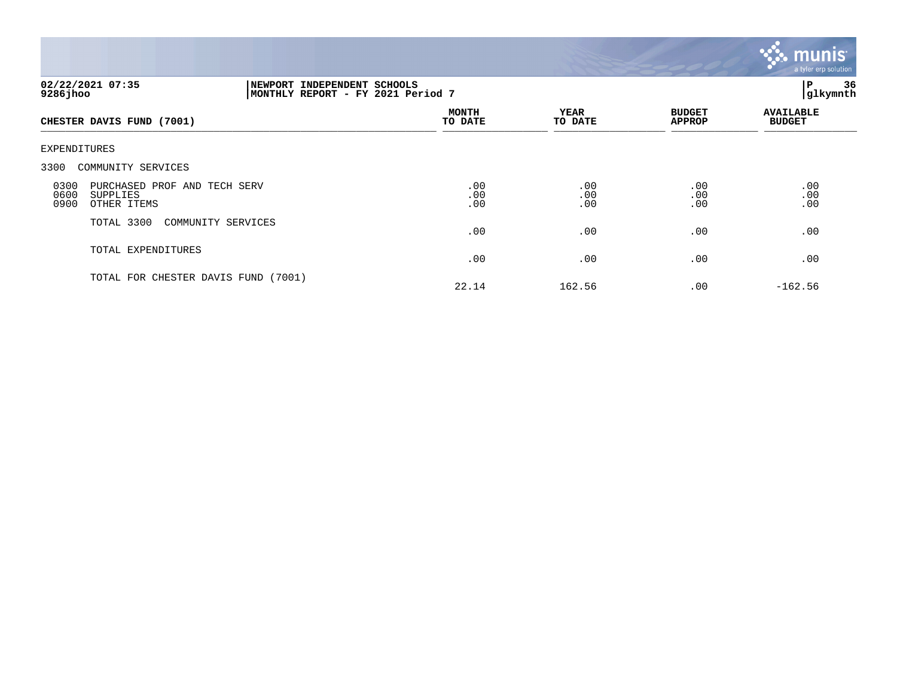**02/22/2021 07:35** | **NEWPORT INDEPENDENT SCHOOLS** | **P 36**
**9286jhoo** | **MONTHLY REPORT - FY 2021 Period 7** | **glkymnth**

| CHESTER DAVIS FUND (7001) | MONTH TO DATE | YEAR TO DATE | BUDGET APPROP | AVAILABLE BUDGET |
|---|---|---|---|---|
| EXPENDITURES | | | | |
| 3300 COMMUNITY SERVICES | | | | |
| 0300 PURCHASED PROF AND TECH SERV | .00 | .00 | .00 | .00 |
| 0600 SUPPLIES | .00 | .00 | .00 | .00 |
| 0900 OTHER ITEMS | .00 | .00 | .00 | .00 |
| TOTAL 3300 COMMUNITY SERVICES | .00 | .00 | .00 | .00 |
| TOTAL EXPENDITURES | .00 | .00 | .00 | .00 |
| TOTAL FOR CHESTER DAVIS FUND (7001) | 22.14 | 162.56 | .00 | -162.56 |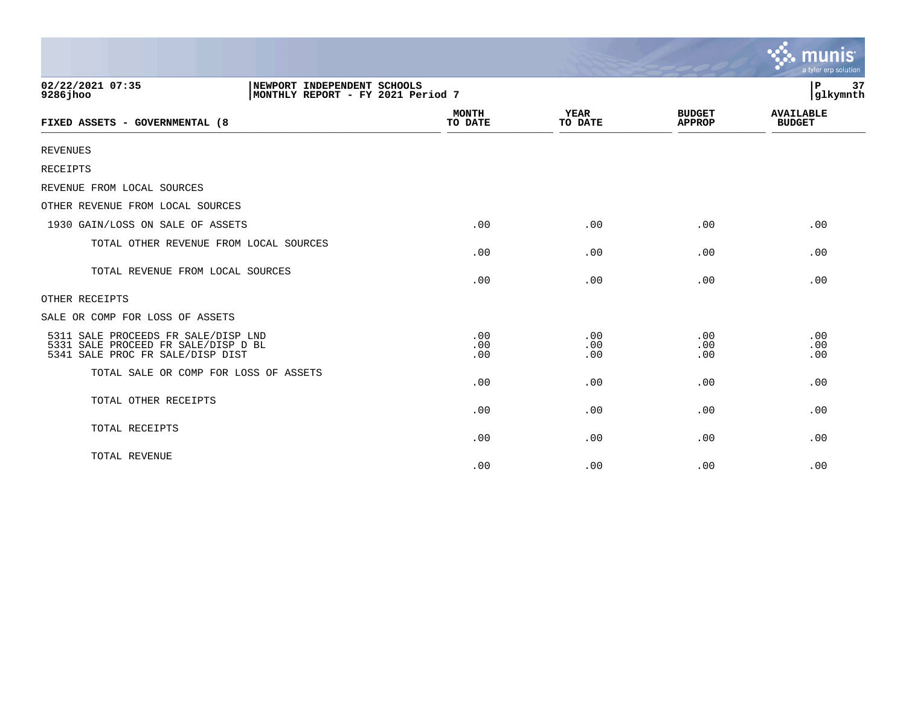02/22/2021 07:35
9286jhoo

NEWPORT INDEPENDENT SCHOOLS
MONTHLY REPORT - FY 2021 Period 7

P 37
glkymnth

| FIXED ASSETS - GOVERNMENTAL (8 | MONTH TO DATE | YEAR TO DATE | BUDGET APPROP | AVAILABLE BUDGET |
|---|---|---|---|---|
| REVENUES | | | | |
| RECEIPTS | | | | |
| REVENUE FROM LOCAL SOURCES | | | | |
| OTHER REVENUE FROM LOCAL SOURCES | | | | |
| 1930 GAIN/LOSS ON SALE OF ASSETS | .00 | .00 | .00 | .00 |
| TOTAL OTHER REVENUE FROM LOCAL SOURCES | .00 | .00 | .00 | .00 |
| TOTAL REVENUE FROM LOCAL SOURCES | .00 | .00 | .00 | .00 |
| OTHER RECEIPTS | | | | |
| SALE OR COMP FOR LOSS OF ASSETS | | | | |
| 5311 SALE PROCEEDS FR SALE/DISP LND | .00 | .00 | .00 | .00 |
| 5331 SALE PROCEED FR SALE/DISP D BL | .00 | .00 | .00 | .00 |
| 5341 SALE PROC FR SALE/DISP DIST | .00 | .00 | .00 | .00 |
| TOTAL SALE OR COMP FOR LOSS OF ASSETS | .00 | .00 | .00 | .00 |
| TOTAL OTHER RECEIPTS | .00 | .00 | .00 | .00 |
| TOTAL RECEIPTS | .00 | .00 | .00 | .00 |
| TOTAL REVENUE | .00 | .00 | .00 | .00 |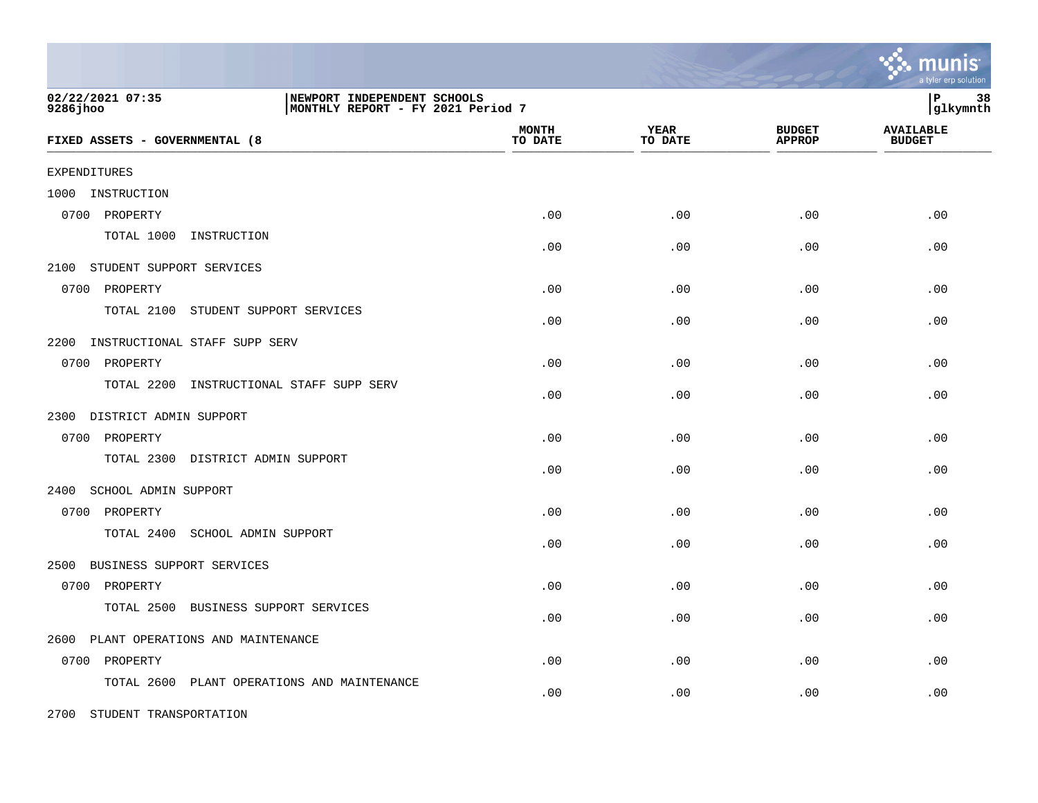02/22/2021 07:35
9286jhoo

NEWPORT INDEPENDENT SCHOOLS
MONTHLY REPORT - FY 2021 Period 7

glkymnth

| FIXED ASSETS - GOVERNMENTAL (8 | MONTH TO DATE | YEAR TO DATE | BUDGET APPROP | AVAILABLE BUDGET |
|---|---|---|---|---|
| EXPENDITURES | | | | |
| 1000 INSTRUCTION | | | | |
| 0700 PROPERTY | .00 | .00 | .00 | .00 |
| TOTAL 1000 INSTRUCTION | .00 | .00 | .00 | .00 |
| 2100 STUDENT SUPPORT SERVICES | | | | |
| 0700 PROPERTY | .00 | .00 | .00 | .00 |
| TOTAL 2100 STUDENT SUPPORT SERVICES | .00 | .00 | .00 | .00 |
| 2200 INSTRUCTIONAL STAFF SUPP SERV | | | | |
| 0700 PROPERTY | .00 | .00 | .00 | .00 |
| TOTAL 2200 INSTRUCTIONAL STAFF SUPP SERV | .00 | .00 | .00 | .00 |
| 2300 DISTRICT ADMIN SUPPORT | | | | |
| 0700 PROPERTY | .00 | .00 | .00 | .00 |
| TOTAL 2300 DISTRICT ADMIN SUPPORT | .00 | .00 | .00 | .00 |
| 2400 SCHOOL ADMIN SUPPORT | | | | |
| 0700 PROPERTY | .00 | .00 | .00 | .00 |
| TOTAL 2400 SCHOOL ADMIN SUPPORT | .00 | .00 | .00 | .00 |
| 2500 BUSINESS SUPPORT SERVICES | | | | |
| 0700 PROPERTY | .00 | .00 | .00 | .00 |
| TOTAL 2500 BUSINESS SUPPORT SERVICES | .00 | .00 | .00 | .00 |
| 2600 PLANT OPERATIONS AND MAINTENANCE | | | | |
| 0700 PROPERTY | .00 | .00 | .00 | .00 |
| TOTAL 2600 PLANT OPERATIONS AND MAINTENANCE | .00 | .00 | .00 | .00 |
| 2700 STUDENT TRANSPORTATION | | | | |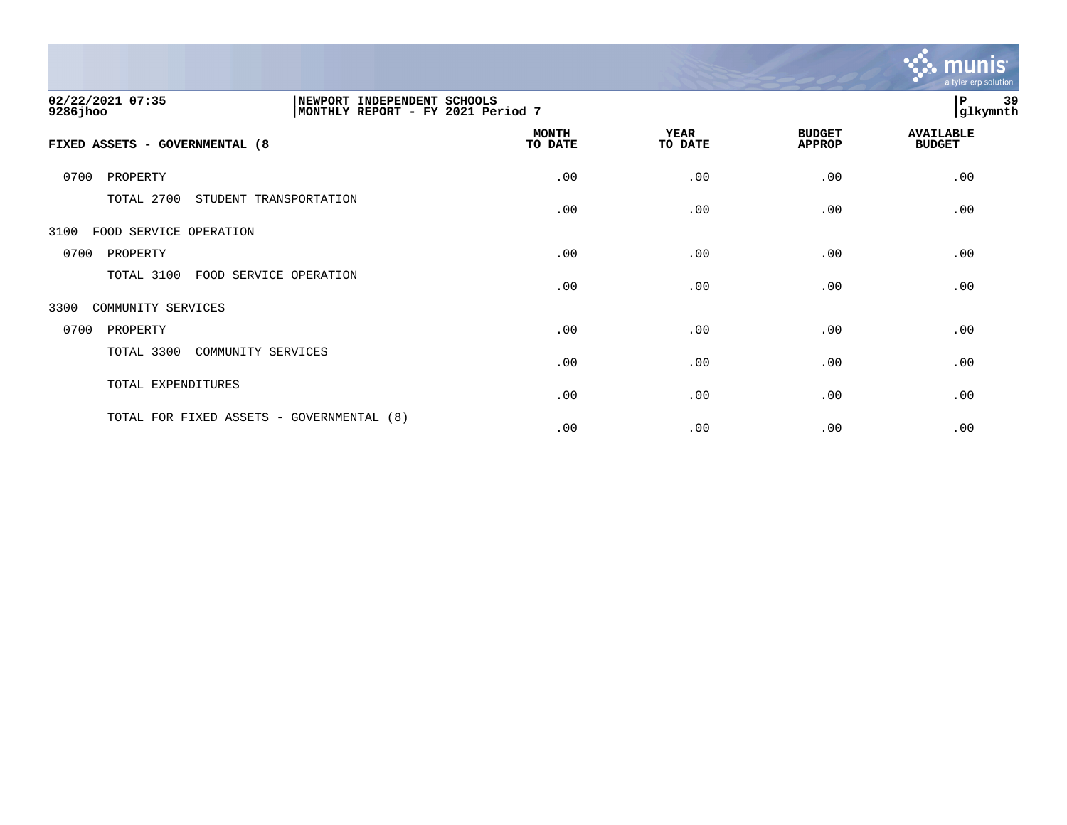**02/22/2021 07:35**
**9286jhoo**

**NEWPORT INDEPENDENT SCHOOLS**
**MONTHLY REPORT - FY 2021 Period 7**

**P 39**
**glkymnth**

| FIXED ASSETS - GOVERNMENTAL (8 | MONTH TO DATE | YEAR TO DATE | BUDGET APPROP | AVAILABLE BUDGET |
|---|---|---|---|---|
| 0700 PROPERTY | .00 | .00 | .00 | .00 |
| TOTAL 2700 STUDENT TRANSPORTATION | .00 | .00 | .00 | .00 |
| 3100 FOOD SERVICE OPERATION | | | | |
| 0700 PROPERTY | .00 | .00 | .00 | .00 |
| TOTAL 3100 FOOD SERVICE OPERATION | .00 | .00 | .00 | .00 |
| 3300 COMMUNITY SERVICES | | | | |
| 0700 PROPERTY | .00 | .00 | .00 | .00 |
| TOTAL 3300 COMMUNITY SERVICES | .00 | .00 | .00 | .00 |
| TOTAL EXPENDITURES | .00 | .00 | .00 | .00 |
| TOTAL FOR FIXED ASSETS - GOVERNMENTAL (8) | .00 | .00 | .00 | .00 |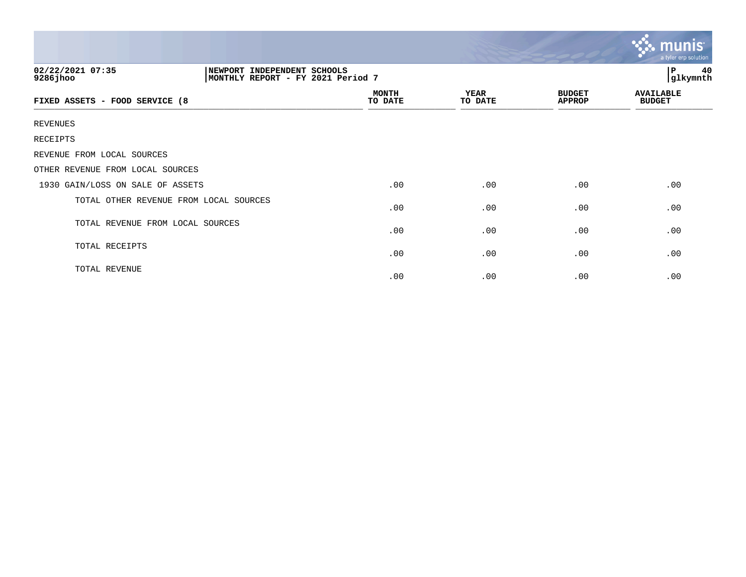02/22/2021 07:35 | NEWPORT INDEPENDENT SCHOOLS | P 40
9286jhoo | MONTHLY REPORT - FY 2021 Period 7 | glkymnth

| FIXED ASSETS - FOOD SERVICE (8 | MONTH TO DATE | YEAR TO DATE | BUDGET APPROP | AVAILABLE BUDGET |
|---|---|---|---|---|
| REVENUES | | | | |
| RECEIPTS | | | | |
| REVENUE FROM LOCAL SOURCES | | | | |
| OTHER REVENUE FROM LOCAL SOURCES | | | | |
| 1930 GAIN/LOSS ON SALE OF ASSETS | .00 | .00 | .00 | .00 |
| TOTAL OTHER REVENUE FROM LOCAL SOURCES | .00 | .00 | .00 | .00 |
| TOTAL REVENUE FROM LOCAL SOURCES | .00 | .00 | .00 | .00 |
| TOTAL RECEIPTS | .00 | .00 | .00 | .00 |
| TOTAL REVENUE | .00 | .00 | .00 | .00 |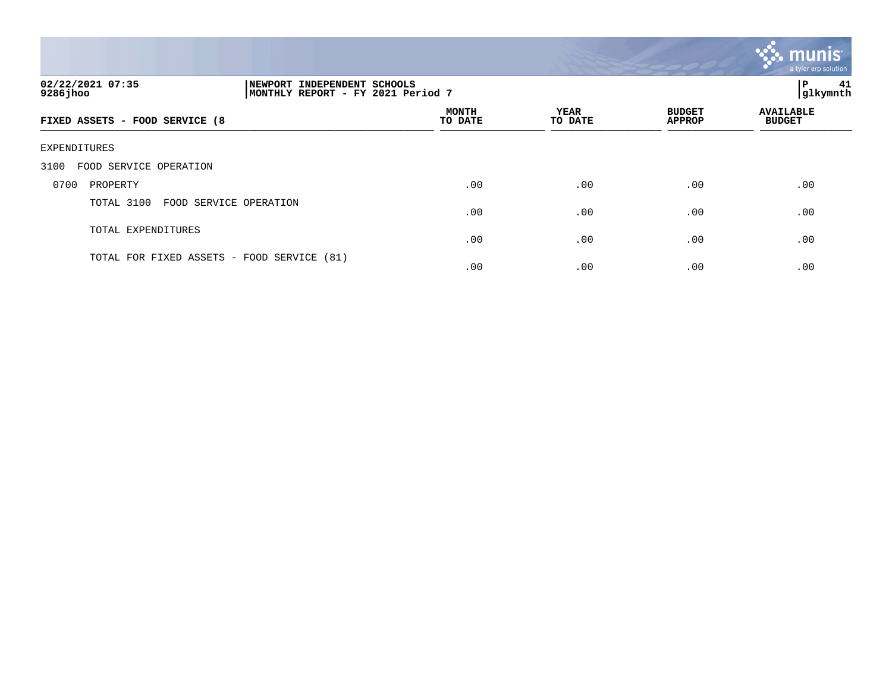02/22/2021 07:35
9286jhoo

NEWPORT INDEPENDENT SCHOOLS
MONTHLY REPORT - FY 2021 Period 7

glkymnth

| FIXED ASSETS - FOOD SERVICE (8 | MONTH TO DATE | YEAR TO DATE | BUDGET APPROP | AVAILABLE BUDGET |
|---|---|---|---|---|
| EXPENDITURES | | | | |
| 3100 FOOD SERVICE OPERATION | | | | |
| 0700 PROPERTY | .00 | .00 | .00 | .00 |
| TOTAL 3100 FOOD SERVICE OPERATION | .00 | .00 | .00 | .00 |
| TOTAL EXPENDITURES | .00 | .00 | .00 | .00 |
| TOTAL FOR FIXED ASSETS - FOOD SERVICE (81) | .00 | .00 | .00 | .00 |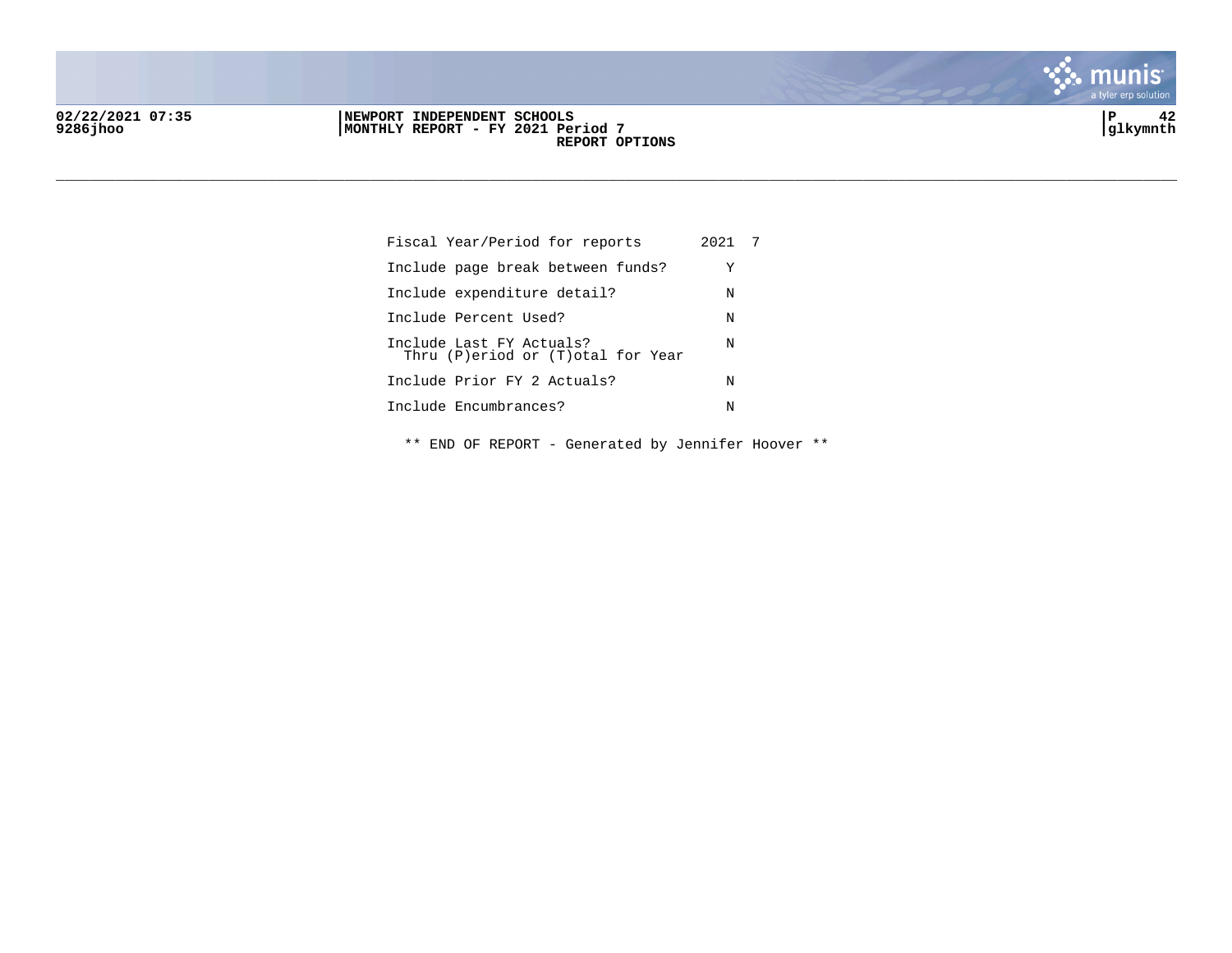# REPORT OPTIONS

| | |
|---|---|
| Fiscal Year/Period for reports | 2021 7 |
| Include page break between funds? | Y |
| Include expenditure detail? | N |
| Include Percent Used? | N |
| Include Last FY Actuals? Thru (P)eriod or (T)otal for Year | N |
| Include Prior FY 2 Actuals? | N |
| Include Encumbrances? | N |

** END OF REPORT - Generated by Jennifer Hoover **